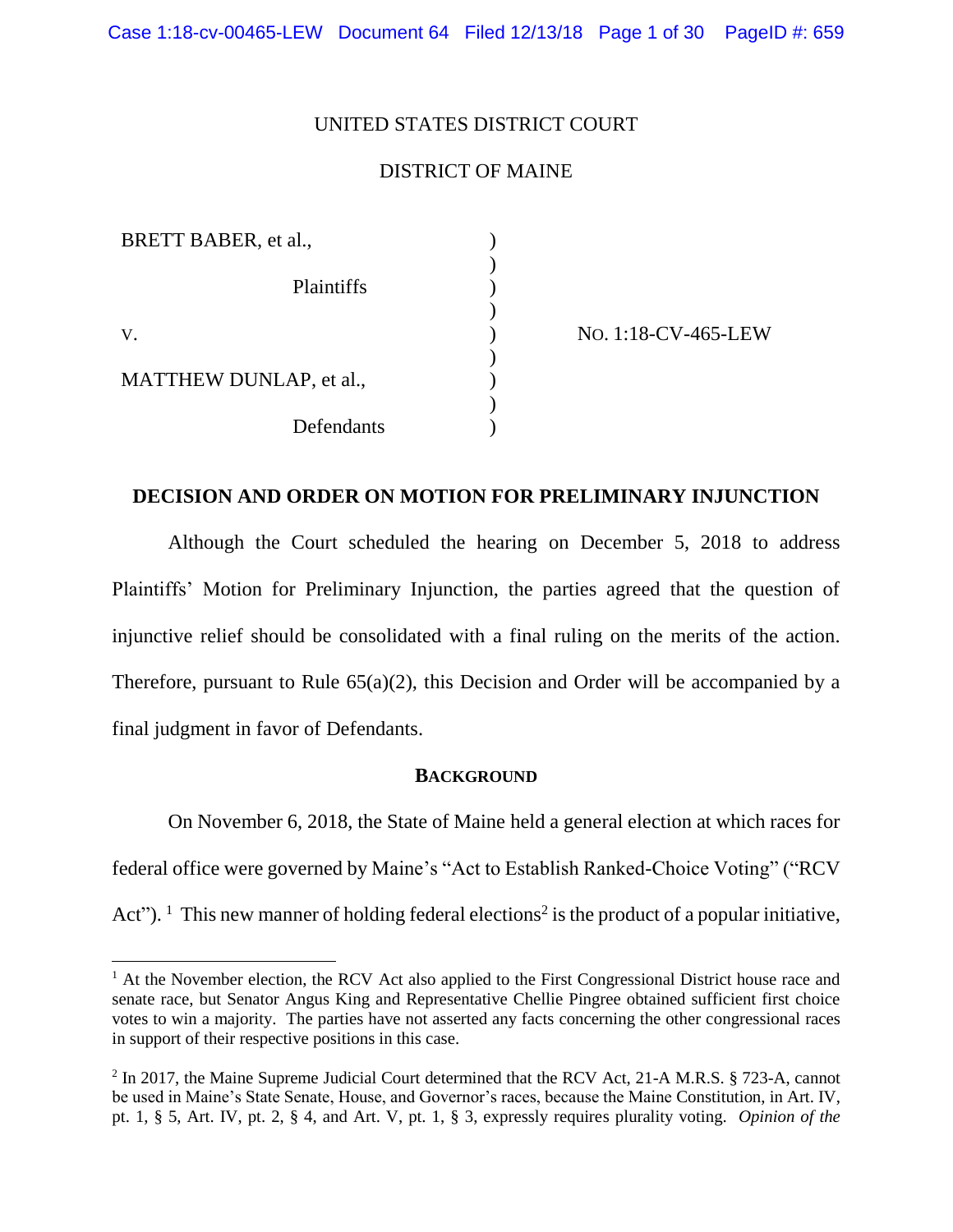UNITED STATES DISTRICT COURT

DISTRICT OF MAINE

| | | |
|---|---|---|
| BRETT BABER, et al., | ) | |
| Plaintiffs | ) | |
| v. | ) | NO. 1:18-CV-465-LEW |
| MATTHEW DUNLAP, et al., | ) | |
| Defendants | ) | |

## DECISION AND ORDER ON MOTION FOR PRELIMINARY INJUNCTION

Although the Court scheduled the hearing on December 5, 2018 to address Plaintiffs' Motion for Preliminary Injunction, the parties agreed that the question of injunctive relief should be consolidated with a final ruling on the merits of the action. Therefore, pursuant to Rule 65(a)(2), this Decision and Order will be accompanied by a final judgment in favor of Defendants.

### BACKGROUND

On November 6, 2018, the State of Maine held a general election at which races for federal office were governed by Maine's "Act to Establish Ranked-Choice Voting" ("RCV Act").[1] This new manner of holding federal elections[2] is the product of a popular initiative,

---

[1] At the November election, the RCV Act also applied to the First Congressional District house race and senate race, but Senator Angus King and Representative Chellie Pingree obtained sufficient first choice votes to win a majority. The parties have not asserted any facts concerning the other congressional races in support of their respective positions in this case.

[2] In 2017, the Maine Supreme Judicial Court determined that the RCV Act, 21-A M.R.S. § 723-A, cannot be used in Maine's State Senate, House, and Governor's races, because the Maine Constitution, in Art. IV, pt. 1, § 5, Art. IV, pt. 2, § 4, and Art. V, pt. 1, § 3, expressly requires plurality voting. *Opinion of the*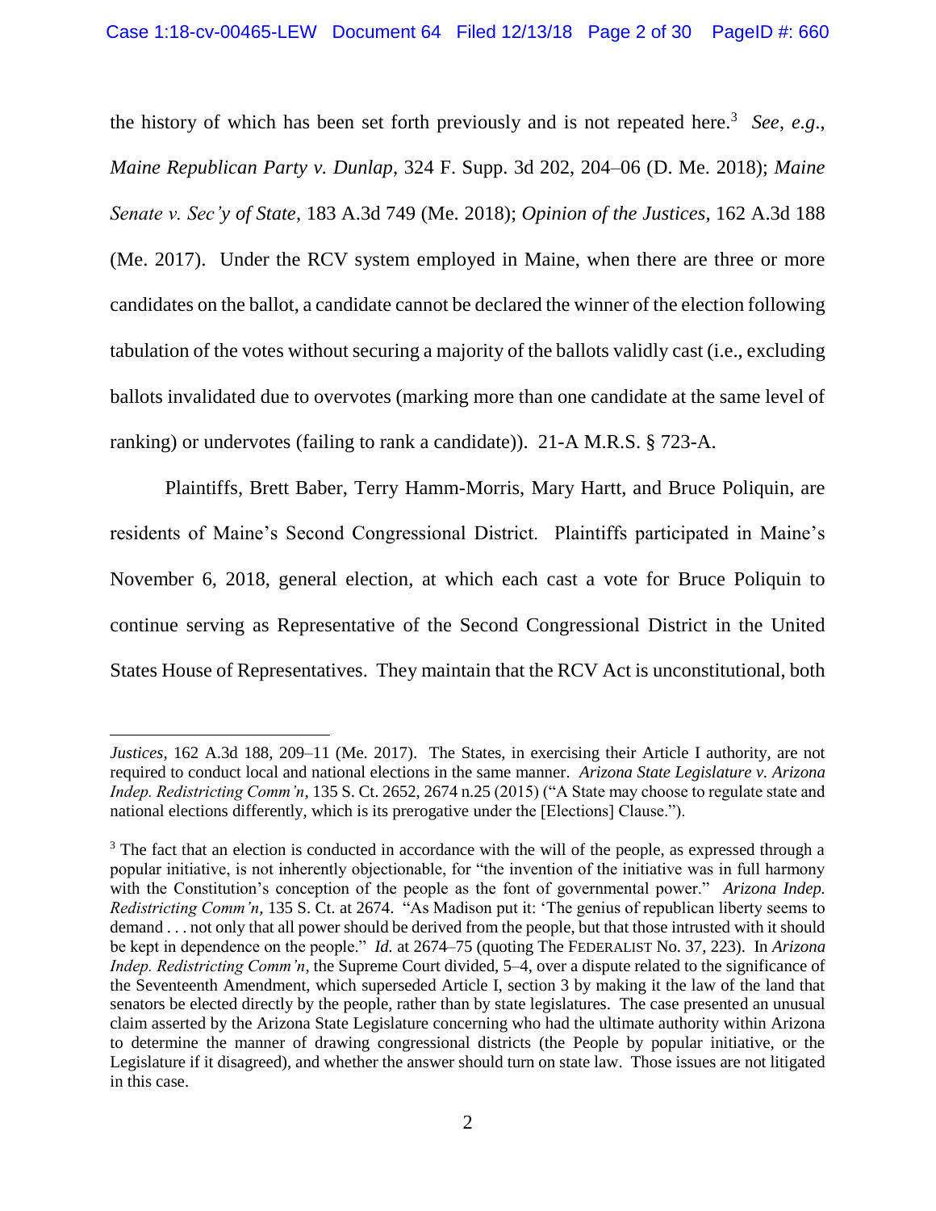the history of which has been set forth previously and is not repeated here.[3] *See*, *e.g.*, *Maine Republican Party v. Dunlap*, 324 F. Supp. 3d 202, 204–06 (D. Me. 2018); *Maine Senate v. Sec'y of State*, 183 A.3d 749 (Me. 2018); *Opinion of the Justices*, 162 A.3d 188 (Me. 2017). Under the RCV system employed in Maine, when there are three or more candidates on the ballot, a candidate cannot be declared the winner of the election following tabulation of the votes without securing a majority of the ballots validly cast (i.e., excluding ballots invalidated due to overvotes (marking more than one candidate at the same level of ranking) or undervotes (failing to rank a candidate)). 21-A M.R.S. § 723-A.

Plaintiffs, Brett Baber, Terry Hamm-Morris, Mary Hartt, and Bruce Poliquin, are residents of Maine's Second Congressional District. Plaintiffs participated in Maine's November 6, 2018, general election, at which each cast a vote for Bruce Poliquin to continue serving as Representative of the Second Congressional District in the United States House of Representatives. They maintain that the RCV Act is unconstitutional, both

---

*Justices*, 162 A.3d 188, 209–11 (Me. 2017). The States, in exercising their Article I authority, are not required to conduct local and national elections in the same manner. *Arizona State Legislature v. Arizona Indep. Redistricting Comm'n*, 135 S. Ct. 2652, 2674 n.25 (2015) ("A State may choose to regulate state and national elections differently, which is its prerogative under the [Elections] Clause.").

[3] The fact that an election is conducted in accordance with the will of the people, as expressed through a popular initiative, is not inherently objectionable, for "the invention of the initiative was in full harmony with the Constitution's conception of the people as the font of governmental power." *Arizona Indep. Redistricting Comm'n*, 135 S. Ct. at 2674. "As Madison put it: 'The genius of republican liberty seems to demand . . . not only that all power should be derived from the people, but that those intrusted with it should be kept in dependence on the people.'" *Id.* at 2674–75 (quoting The FEDERALIST No. 37, 223). In *Arizona Indep. Redistricting Comm'n*, the Supreme Court divided, 5–4, over a dispute related to the significance of the Seventeenth Amendment, which superseded Article I, section 3 by making it the law of the land that senators be elected directly by the people, rather than by state legislatures. The case presented an unusual claim asserted by the Arizona State Legislature concerning who had the ultimate authority within Arizona to determine the manner of drawing congressional districts (the People by popular initiative, or the Legislature if it disagreed), and whether the answer should turn on state law. Those issues are not litigated in this case.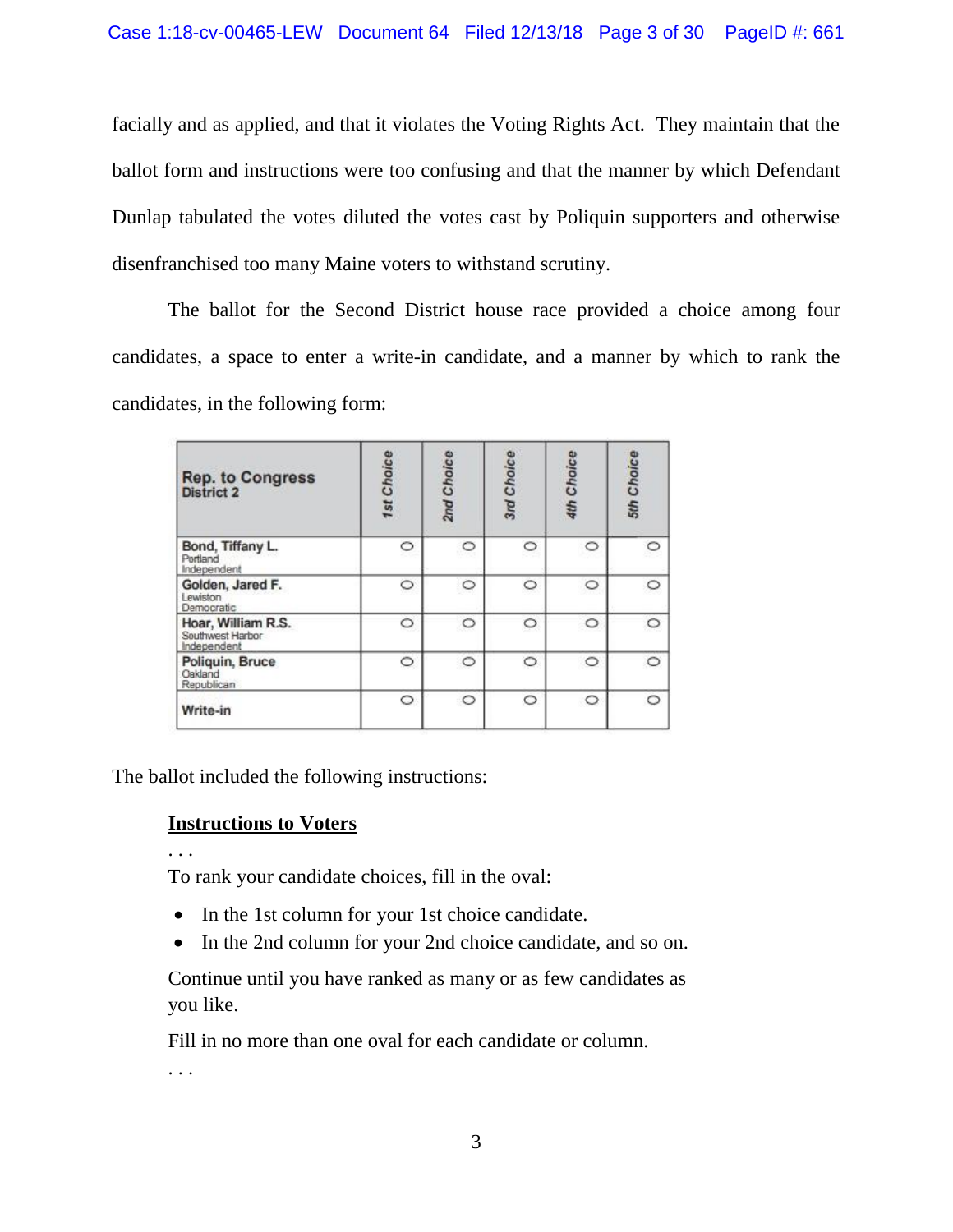facially and as applied, and that it violates the Voting Rights Act. They maintain that the ballot form and instructions were too confusing and that the manner by which Defendant Dunlap tabulated the votes diluted the votes cast by Poliquin supporters and otherwise disenfranchised too many Maine voters to withstand scrutiny.

The ballot for the Second District house race provided a choice among four candidates, a space to enter a write-in candidate, and a manner by which to rank the candidates, in the following form:

| **Rep. to Congress** District 2 | *1st Choice* | *2nd Choice* | *3rd Choice* | *4th Choice* | *5th Choice* |
|---|---|---|---|---|---|
| **Bond, Tiffany L.** Portland Independent | ○ | ○ | ○ | ○ | ○ |
| **Golden, Jared F.** Lewiston Democratic | ○ | ○ | ○ | ○ | ○ |
| **Hoar, William R.S.** Southwest Harbor Independent | ○ | ○ | ○ | ○ | ○ |
| **Poliquin, Bruce** Oakland Republican | ○ | ○ | ○ | ○ | ○ |
| **Write-in** | ○ | ○ | ○ | ○ | ○ |

The ballot included the following instructions:

> **<u>Instructions to Voters</u>**
>
> . . .
>
> To rank your candidate choices, fill in the oval:
>
> - In the 1st column for your 1st choice candidate.
> - In the 2nd column for your 2nd choice candidate, and so on.
>
> Continue until you have ranked as many or as few candidates as you like.
>
> Fill in no more than one oval for each candidate or column.
>
> . . .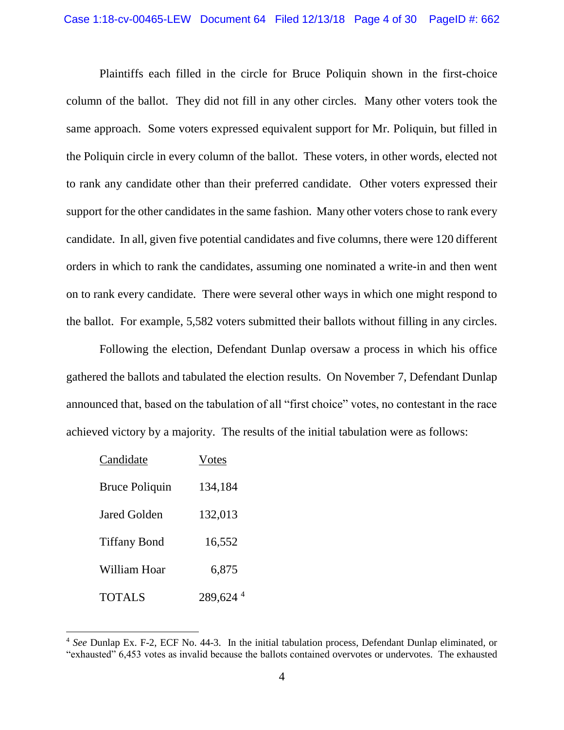Plaintiffs each filled in the circle for Bruce Poliquin shown in the first-choice column of the ballot. They did not fill in any other circles. Many other voters took the same approach. Some voters expressed equivalent support for Mr. Poliquin, but filled in the Poliquin circle in every column of the ballot. These voters, in other words, elected not to rank any candidate other than their preferred candidate. Other voters expressed their support for the other candidates in the same fashion. Many other voters chose to rank every candidate. In all, given five potential candidates and five columns, there were 120 different orders in which to rank the candidates, assuming one nominated a write-in and then went on to rank every candidate. There were several other ways in which one might respond to the ballot. For example, 5,582 voters submitted their ballots without filling in any circles.

Following the election, Defendant Dunlap oversaw a process in which his office gathered the ballots and tabulated the election results. On November 7, Defendant Dunlap announced that, based on the tabulation of all "first choice" votes, no contestant in the race achieved victory by a majority. The results of the initial tabulation were as follows:

| Candidate | Votes |
|---|---|
| Bruce Poliquin | 134,184 |
| Jared Golden | 132,013 |
| Tiffany Bond | 16,552 |
| William Hoar | 6,875 |
| TOTALS | 289,624 [4] |

[4] *See* Dunlap Ex. F-2, ECF No. 44-3. In the initial tabulation process, Defendant Dunlap eliminated, or "exhausted" 6,453 votes as invalid because the ballots contained overvotes or undervotes. The exhausted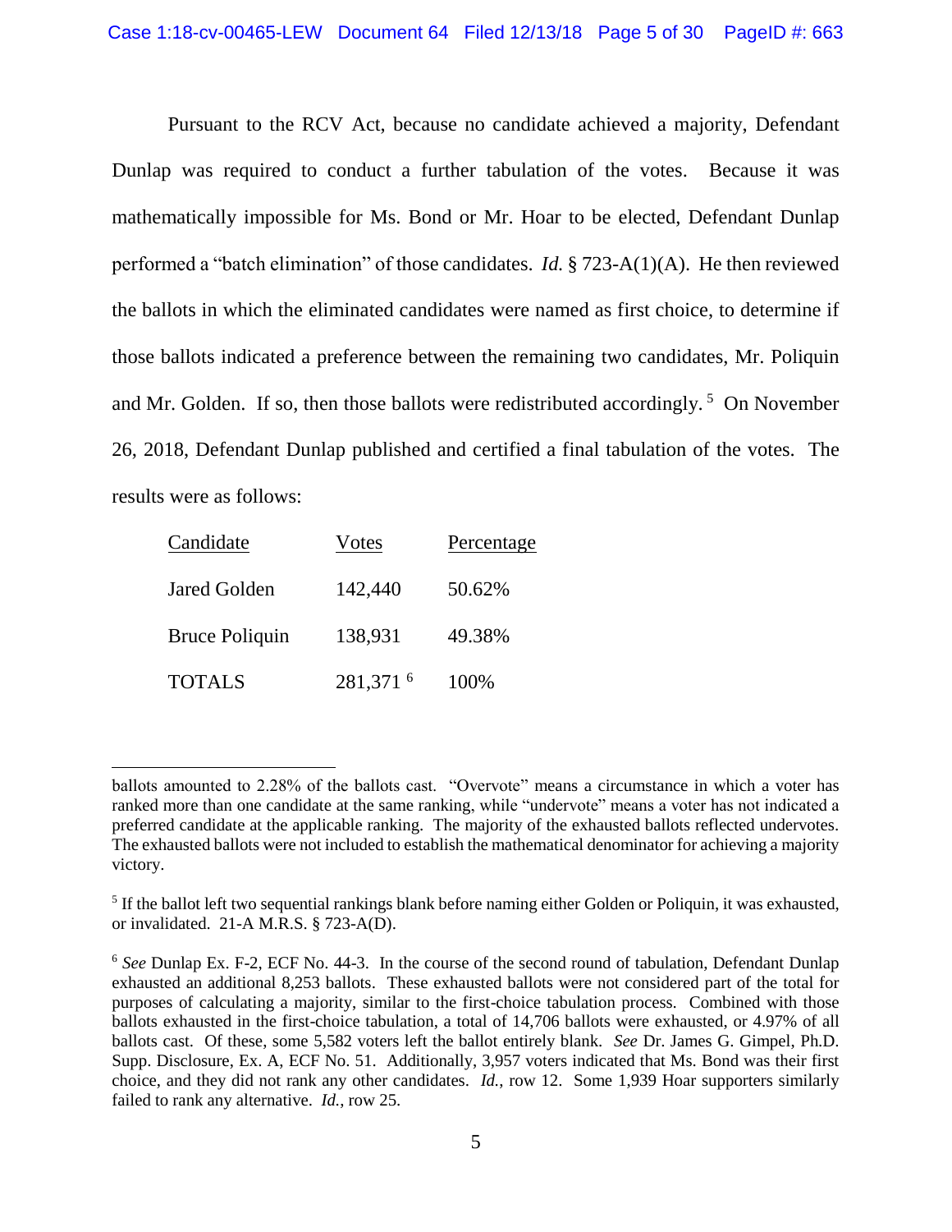Pursuant to the RCV Act, because no candidate achieved a majority, Defendant Dunlap was required to conduct a further tabulation of the votes. Because it was mathematically impossible for Ms. Bond or Mr. Hoar to be elected, Defendant Dunlap performed a "batch elimination" of those candidates. *Id.* § 723-A(1)(A). He then reviewed the ballots in which the eliminated candidates were named as first choice, to determine if those ballots indicated a preference between the remaining two candidates, Mr. Poliquin and Mr. Golden. If so, then those ballots were redistributed accordingly.[5] On November 26, 2018, Defendant Dunlap published and certified a final tabulation of the votes. The results were as follows:

| Candidate | Votes | Percentage |
|---|---|---|
| Jared Golden | 142,440 | 50.62% |
| Bruce Poliquin | 138,931 | 49.38% |
| TOTALS | 281,371[6] | 100% |

---

ballots amounted to 2.28% of the ballots cast. "Overvote" means a circumstance in which a voter has ranked more than one candidate at the same ranking, while "undervote" means a voter has not indicated a preferred candidate at the applicable ranking. The majority of the exhausted ballots reflected undervotes. The exhausted ballots were not included to establish the mathematical denominator for achieving a majority victory.

[5] If the ballot left two sequential rankings blank before naming either Golden or Poliquin, it was exhausted, or invalidated. 21-A M.R.S. § 723-A(D).

[6] *See* Dunlap Ex. F-2, ECF No. 44-3. In the course of the second round of tabulation, Defendant Dunlap exhausted an additional 8,253 ballots. These exhausted ballots were not considered part of the total for purposes of calculating a majority, similar to the first-choice tabulation process. Combined with those ballots exhausted in the first-choice tabulation, a total of 14,706 ballots were exhausted, or 4.97% of all ballots cast. Of these, some 5,582 voters left the ballot entirely blank. *See* Dr. James G. Gimpel, Ph.D. Supp. Disclosure, Ex. A, ECF No. 51. Additionally, 3,957 voters indicated that Ms. Bond was their first choice, and they did not rank any other candidates. *Id.*, row 12. Some 1,939 Hoar supporters similarly failed to rank any alternative. *Id.*, row 25.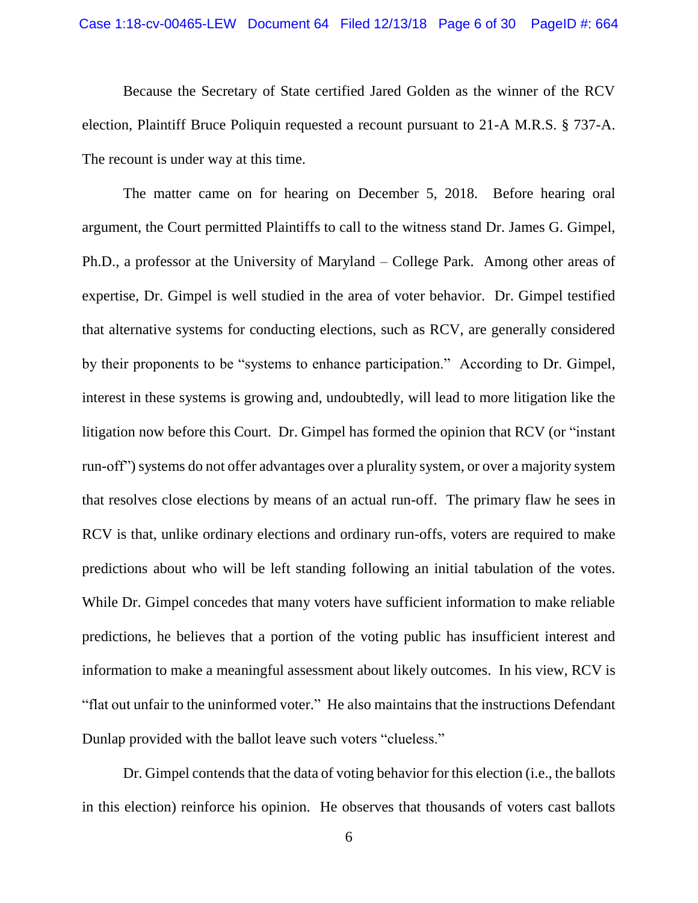Because the Secretary of State certified Jared Golden as the winner of the RCV election, Plaintiff Bruce Poliquin requested a recount pursuant to 21-A M.R.S. § 737-A. The recount is under way at this time.

The matter came on for hearing on December 5, 2018. Before hearing oral argument, the Court permitted Plaintiffs to call to the witness stand Dr. James G. Gimpel, Ph.D., a professor at the University of Maryland – College Park. Among other areas of expertise, Dr. Gimpel is well studied in the area of voter behavior. Dr. Gimpel testified that alternative systems for conducting elections, such as RCV, are generally considered by their proponents to be "systems to enhance participation." According to Dr. Gimpel, interest in these systems is growing and, undoubtedly, will lead to more litigation like the litigation now before this Court. Dr. Gimpel has formed the opinion that RCV (or "instant run-off") systems do not offer advantages over a plurality system, or over a majority system that resolves close elections by means of an actual run-off. The primary flaw he sees in RCV is that, unlike ordinary elections and ordinary run-offs, voters are required to make predictions about who will be left standing following an initial tabulation of the votes. While Dr. Gimpel concedes that many voters have sufficient information to make reliable predictions, he believes that a portion of the voting public has insufficient interest and information to make a meaningful assessment about likely outcomes. In his view, RCV is "flat out unfair to the uninformed voter." He also maintains that the instructions Defendant Dunlap provided with the ballot leave such voters "clueless."

Dr. Gimpel contends that the data of voting behavior for this election (i.e., the ballots in this election) reinforce his opinion. He observes that thousands of voters cast ballots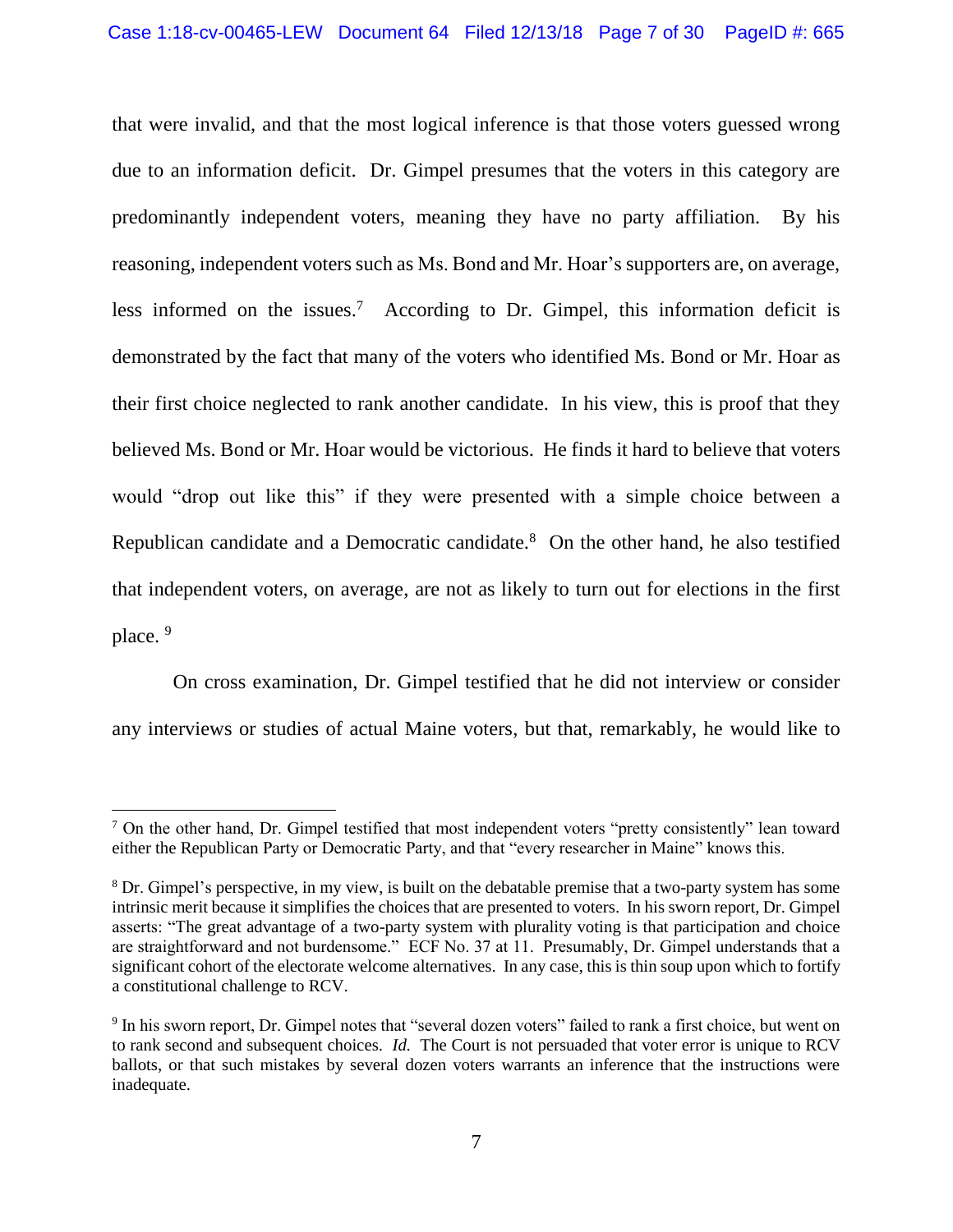that were invalid, and that the most logical inference is that those voters guessed wrong due to an information deficit. Dr. Gimpel presumes that the voters in this category are predominantly independent voters, meaning they have no party affiliation. By his reasoning, independent voters such as Ms. Bond and Mr. Hoar's supporters are, on average, less informed on the issues.[7] According to Dr. Gimpel, this information deficit is demonstrated by the fact that many of the voters who identified Ms. Bond or Mr. Hoar as their first choice neglected to rank another candidate. In his view, this is proof that they believed Ms. Bond or Mr. Hoar would be victorious. He finds it hard to believe that voters would "drop out like this" if they were presented with a simple choice between a Republican candidate and a Democratic candidate.[8] On the other hand, he also testified that independent voters, on average, are not as likely to turn out for elections in the first place. [9]

On cross examination, Dr. Gimpel testified that he did not interview or consider any interviews or studies of actual Maine voters, but that, remarkably, he would like to

---

[7] On the other hand, Dr. Gimpel testified that most independent voters "pretty consistently" lean toward either the Republican Party or Democratic Party, and that "every researcher in Maine" knows this.

[8] Dr. Gimpel's perspective, in my view, is built on the debatable premise that a two-party system has some intrinsic merit because it simplifies the choices that are presented to voters. In his sworn report, Dr. Gimpel asserts: "The great advantage of a two-party system with plurality voting is that participation and choice are straightforward and not burdensome." ECF No. 37 at 11. Presumably, Dr. Gimpel understands that a significant cohort of the electorate welcome alternatives. In any case, this is thin soup upon which to fortify a constitutional challenge to RCV.

[9] In his sworn report, Dr. Gimpel notes that "several dozen voters" failed to rank a first choice, but went on to rank second and subsequent choices. *Id.* The Court is not persuaded that voter error is unique to RCV ballots, or that such mistakes by several dozen voters warrants an inference that the instructions were inadequate.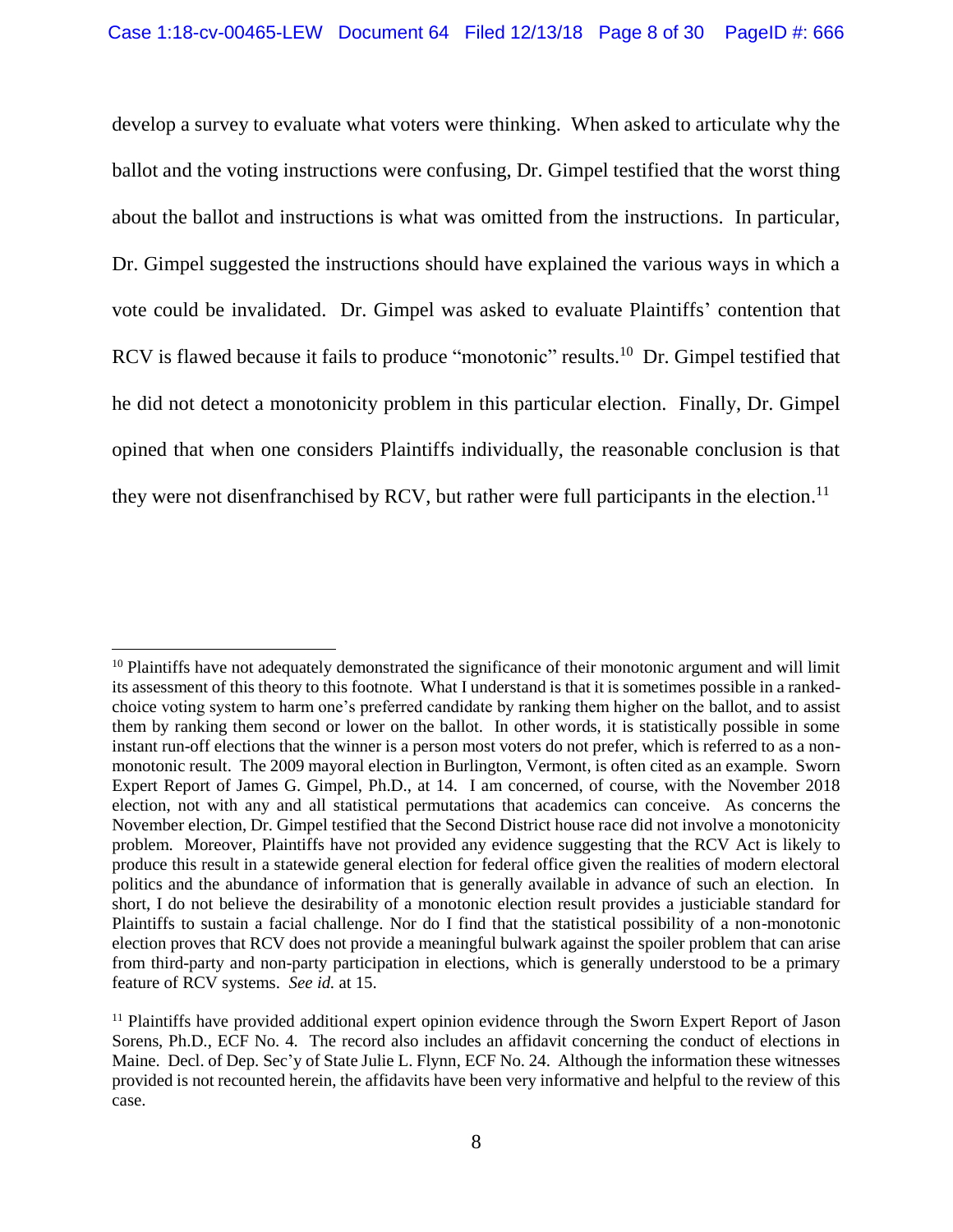develop a survey to evaluate what voters were thinking. When asked to articulate why the ballot and the voting instructions were confusing, Dr. Gimpel testified that the worst thing about the ballot and instructions is what was omitted from the instructions. In particular, Dr. Gimpel suggested the instructions should have explained the various ways in which a vote could be invalidated. Dr. Gimpel was asked to evaluate Plaintiffs' contention that RCV is flawed because it fails to produce "monotonic" results.[10] Dr. Gimpel testified that he did not detect a monotonicity problem in this particular election. Finally, Dr. Gimpel opined that when one considers Plaintiffs individually, the reasonable conclusion is that they were not disenfranchised by RCV, but rather were full participants in the election.[11]

---

[10] Plaintiffs have not adequately demonstrated the significance of their monotonic argument and will limit its assessment of this theory to this footnote. What I understand is that it is sometimes possible in a ranked-choice voting system to harm one's preferred candidate by ranking them higher on the ballot, and to assist them by ranking them second or lower on the ballot. In other words, it is statistically possible in some instant run-off elections that the winner is a person most voters do not prefer, which is referred to as a non-monotonic result. The 2009 mayoral election in Burlington, Vermont, is often cited as an example. Sworn Expert Report of James G. Gimpel, Ph.D., at 14. I am concerned, of course, with the November 2018 election, not with any and all statistical permutations that academics can conceive. As concerns the November election, Dr. Gimpel testified that the Second District house race did not involve a monotonicity problem. Moreover, Plaintiffs have not provided any evidence suggesting that the RCV Act is likely to produce this result in a statewide general election for federal office given the realities of modern electoral politics and the abundance of information that is generally available in advance of such an election. In short, I do not believe the desirability of a monotonic election result provides a justiciable standard for Plaintiffs to sustain a facial challenge. Nor do I find that the statistical possibility of a non-monotonic election proves that RCV does not provide a meaningful bulwark against the spoiler problem that can arise from third-party and non-party participation in elections, which is generally understood to be a primary feature of RCV systems. *See id.* at 15.

[11] Plaintiffs have provided additional expert opinion evidence through the Sworn Expert Report of Jason Sorens, Ph.D., ECF No. 4. The record also includes an affidavit concerning the conduct of elections in Maine. Decl. of Dep. Sec'y of State Julie L. Flynn, ECF No. 24. Although the information these witnesses provided is not recounted herein, the affidavits have been very informative and helpful to the review of this case.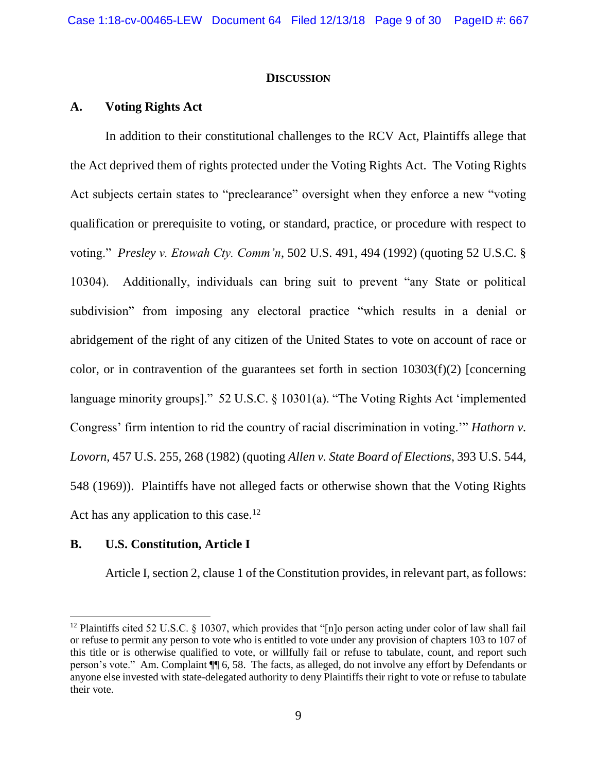## DISCUSSION

### A. Voting Rights Act

In addition to their constitutional challenges to the RCV Act, Plaintiffs allege that the Act deprived them of rights protected under the Voting Rights Act. The Voting Rights Act subjects certain states to "preclearance" oversight when they enforce a new "voting qualification or prerequisite to voting, or standard, practice, or procedure with respect to voting." *Presley v. Etowah Cty. Comm'n*, 502 U.S. 491, 494 (1992) (quoting 52 U.S.C. § 10304). Additionally, individuals can bring suit to prevent "any State or political subdivision" from imposing any electoral practice "which results in a denial or abridgement of the right of any citizen of the United States to vote on account of race or color, or in contravention of the guarantees set forth in section 10303(f)(2) [concerning language minority groups]." 52 U.S.C. § 10301(a). "The Voting Rights Act 'implemented Congress' firm intention to rid the country of racial discrimination in voting.'" *Hathorn v. Lovorn*, 457 U.S. 255, 268 (1982) (quoting *Allen v. State Board of Elections*, 393 U.S. 544, 548 (1969)). Plaintiffs have not alleged facts or otherwise shown that the Voting Rights Act has any application to this case.[12]

### B. U.S. Constitution, Article I

Article I, section 2, clause 1 of the Constitution provides, in relevant part, as follows:

[12] Plaintiffs cited 52 U.S.C. § 10307, which provides that "[n]o person acting under color of law shall fail or refuse to permit any person to vote who is entitled to vote under any provision of chapters 103 to 107 of this title or is otherwise qualified to vote, or willfully fail or refuse to tabulate, count, and report such person's vote." Am. Complaint ¶¶ 6, 58. The facts, as alleged, do not involve any effort by Defendants or anyone else invested with state-delegated authority to deny Plaintiffs their right to vote or refuse to tabulate their vote.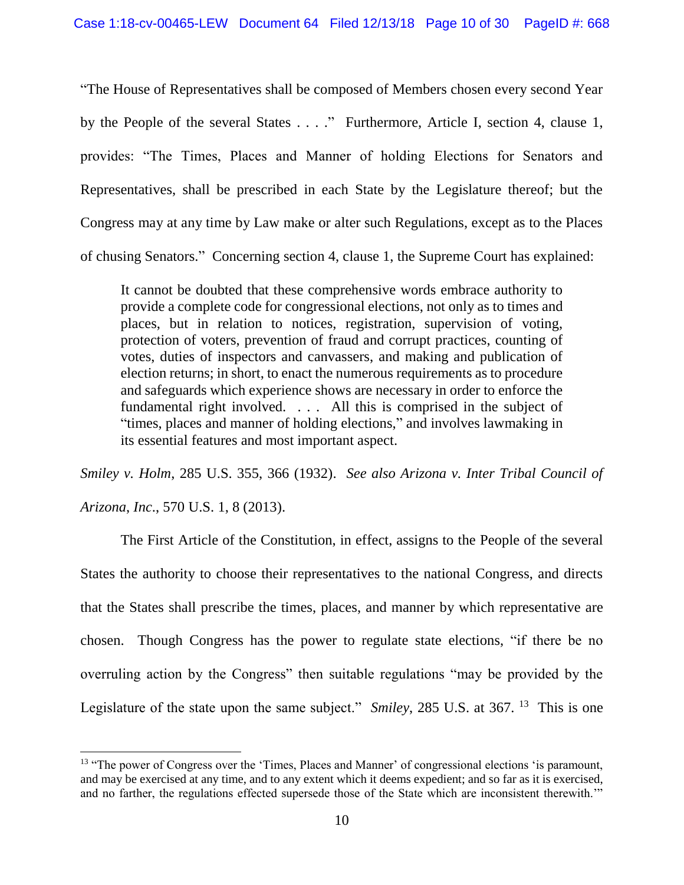"The House of Representatives shall be composed of Members chosen every second Year by the People of the several States . . . ." Furthermore, Article I, section 4, clause 1, provides: "The Times, Places and Manner of holding Elections for Senators and Representatives, shall be prescribed in each State by the Legislature thereof; but the Congress may at any time by Law make or alter such Regulations, except as to the Places of chusing Senators." Concerning section 4, clause 1, the Supreme Court has explained:

> It cannot be doubted that these comprehensive words embrace authority to provide a complete code for congressional elections, not only as to times and places, but in relation to notices, registration, supervision of voting, protection of voters, prevention of fraud and corrupt practices, counting of votes, duties of inspectors and canvassers, and making and publication of election returns; in short, to enact the numerous requirements as to procedure and safeguards which experience shows are necessary in order to enforce the fundamental right involved. . . . All this is comprised in the subject of "times, places and manner of holding elections," and involves lawmaking in its essential features and most important aspect.

*Smiley v. Holm*, 285 U.S. 355, 366 (1932). *See also Arizona v. Inter Tribal Council of Arizona, Inc.*, 570 U.S. 1, 8 (2013).

The First Article of the Constitution, in effect, assigns to the People of the several States the authority to choose their representatives to the national Congress, and directs that the States shall prescribe the times, places, and manner by which representative are chosen. Though Congress has the power to regulate state elections, "if there be no overruling action by the Congress" then suitable regulations "may be provided by the Legislature of the state upon the same subject." *Smiley*, 285 U.S. at 367. [13] This is one

---

[13] "The power of Congress over the 'Times, Places and Manner' of congressional elections 'is paramount, and may be exercised at any time, and to any extent which it deems expedient; and so far as it is exercised, and no farther, the regulations effected supersede those of the State which are inconsistent therewith.'"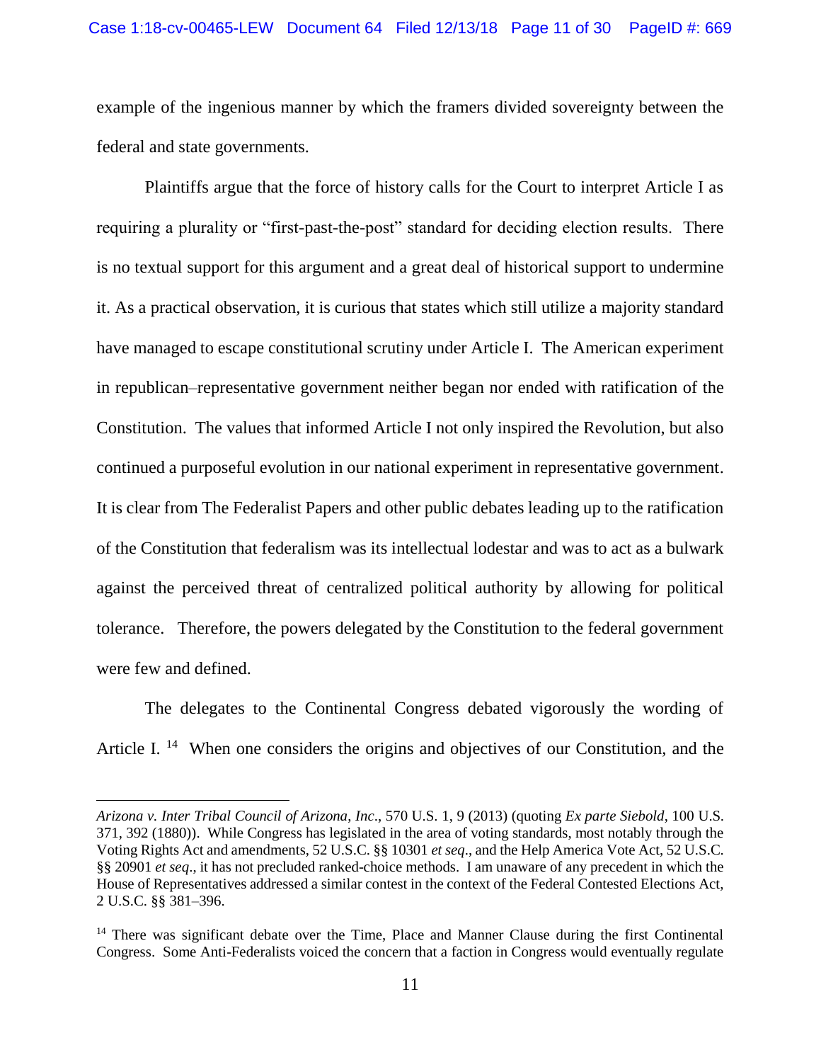example of the ingenious manner by which the framers divided sovereignty between the federal and state governments.

Plaintiffs argue that the force of history calls for the Court to interpret Article I as requiring a plurality or "first-past-the-post" standard for deciding election results. There is no textual support for this argument and a great deal of historical support to undermine it. As a practical observation, it is curious that states which still utilize a majority standard have managed to escape constitutional scrutiny under Article I. The American experiment in republican–representative government neither began nor ended with ratification of the Constitution. The values that informed Article I not only inspired the Revolution, but also continued a purposeful evolution in our national experiment in representative government. It is clear from The Federalist Papers and other public debates leading up to the ratification of the Constitution that federalism was its intellectual lodestar and was to act as a bulwark against the perceived threat of centralized political authority by allowing for political tolerance. Therefore, the powers delegated by the Constitution to the federal government were few and defined.

The delegates to the Continental Congress debated vigorously the wording of Article I. [14] When one considers the origins and objectives of our Constitution, and the

---

*Arizona v. Inter Tribal Council of Arizona, Inc*., 570 U.S. 1, 9 (2013) (quoting *Ex parte Siebold*, 100 U.S. 371, 392 (1880)). While Congress has legislated in the area of voting standards, most notably through the Voting Rights Act and amendments, 52 U.S.C. §§ 10301 *et seq*., and the Help America Vote Act, 52 U.S.C. §§ 20901 *et seq*., it has not precluded ranked-choice methods. I am unaware of any precedent in which the House of Representatives addressed a similar contest in the context of the Federal Contested Elections Act, 2 U.S.C. §§ 381–396.

[14] There was significant debate over the Time, Place and Manner Clause during the first Continental Congress. Some Anti-Federalists voiced the concern that a faction in Congress would eventually regulate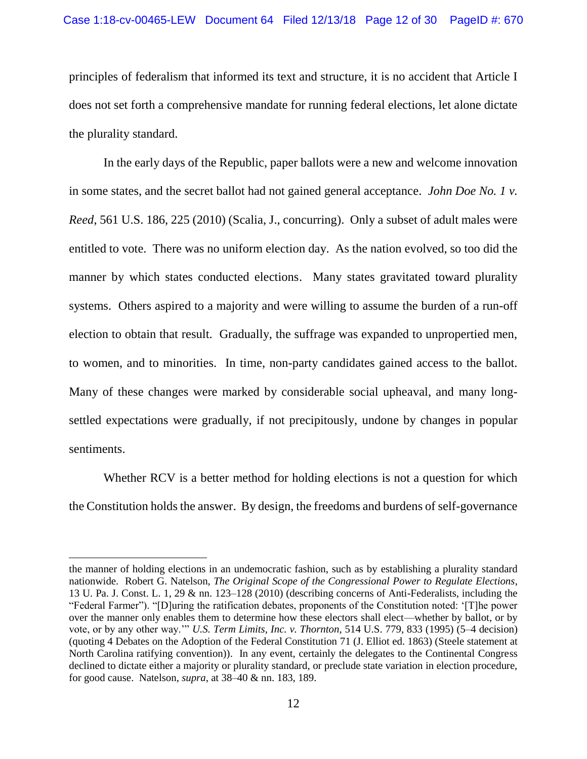principles of federalism that informed its text and structure, it is no accident that Article I does not set forth a comprehensive mandate for running federal elections, let alone dictate the plurality standard.

In the early days of the Republic, paper ballots were a new and welcome innovation in some states, and the secret ballot had not gained general acceptance. *John Doe No. 1 v. Reed*, 561 U.S. 186, 225 (2010) (Scalia, J., concurring). Only a subset of adult males were entitled to vote. There was no uniform election day. As the nation evolved, so too did the manner by which states conducted elections. Many states gravitated toward plurality systems. Others aspired to a majority and were willing to assume the burden of a run-off election to obtain that result. Gradually, the suffrage was expanded to unpropertied men, to women, and to minorities. In time, non-party candidates gained access to the ballot. Many of these changes were marked by considerable social upheaval, and many long-settled expectations were gradually, if not precipitously, undone by changes in popular sentiments.

Whether RCV is a better method for holding elections is not a question for which the Constitution holds the answer. By design, the freedoms and burdens of self-governance

---

the manner of holding elections in an undemocratic fashion, such as by establishing a plurality standard nationwide. Robert G. Natelson, *The Original Scope of the Congressional Power to Regulate Elections*, 13 U. Pa. J. Const. L. 1, 29 & nn. 123–128 (2010) (describing concerns of Anti-Federalists, including the "Federal Farmer"). "[D]uring the ratification debates, proponents of the Constitution noted: '[T]he power over the manner only enables them to determine how these electors shall elect—whether by ballot, or by vote, or by any other way.'" *U.S. Term Limits, Inc. v. Thornton*, 514 U.S. 779, 833 (1995) (5–4 decision) (quoting 4 Debates on the Adoption of the Federal Constitution 71 (J. Elliot ed. 1863) (Steele statement at North Carolina ratifying convention)). In any event, certainly the delegates to the Continental Congress declined to dictate either a majority or plurality standard, or preclude state variation in election procedure, for good cause. Natelson, *supra*, at 38–40 & nn. 183, 189.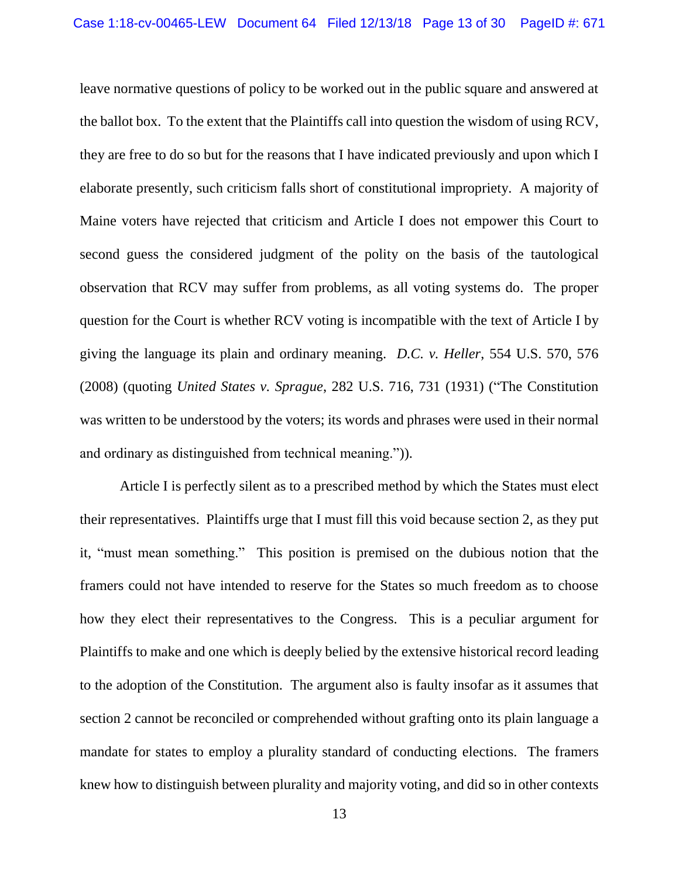leave normative questions of policy to be worked out in the public square and answered at the ballot box. To the extent that the Plaintiffs call into question the wisdom of using RCV, they are free to do so but for the reasons that I have indicated previously and upon which I elaborate presently, such criticism falls short of constitutional impropriety. A majority of Maine voters have rejected that criticism and Article I does not empower this Court to second guess the considered judgment of the polity on the basis of the tautological observation that RCV may suffer from problems, as all voting systems do. The proper question for the Court is whether RCV voting is incompatible with the text of Article I by giving the language its plain and ordinary meaning. *D.C. v. Heller*, 554 U.S. 570, 576 (2008) (quoting *United States v. Sprague*, 282 U.S. 716, 731 (1931) ("The Constitution was written to be understood by the voters; its words and phrases were used in their normal and ordinary as distinguished from technical meaning.")).

Article I is perfectly silent as to a prescribed method by which the States must elect their representatives. Plaintiffs urge that I must fill this void because section 2, as they put it, "must mean something." This position is premised on the dubious notion that the framers could not have intended to reserve for the States so much freedom as to choose how they elect their representatives to the Congress. This is a peculiar argument for Plaintiffs to make and one which is deeply belied by the extensive historical record leading to the adoption of the Constitution. The argument also is faulty insofar as it assumes that section 2 cannot be reconciled or comprehended without grafting onto its plain language a mandate for states to employ a plurality standard of conducting elections. The framers knew how to distinguish between plurality and majority voting, and did so in other contexts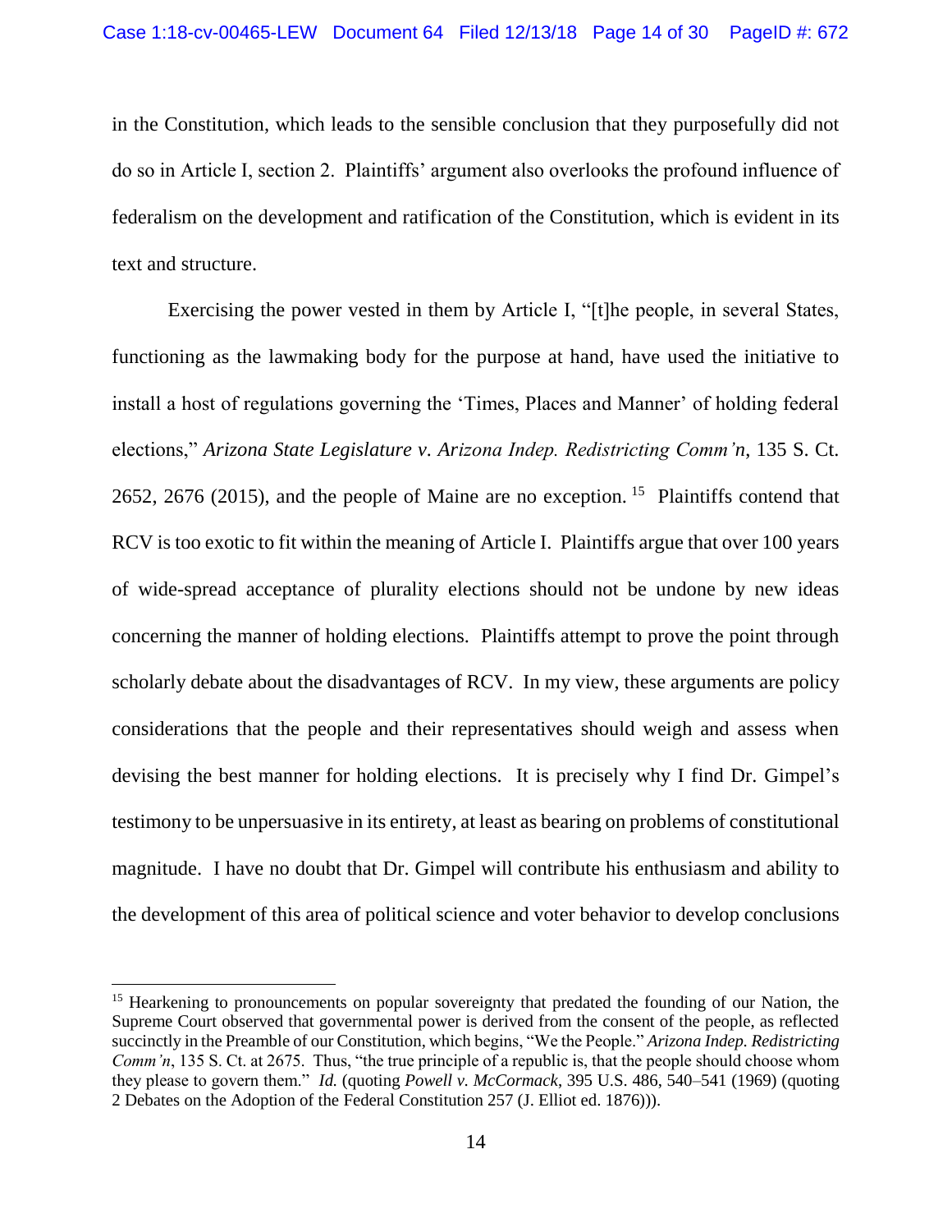in the Constitution, which leads to the sensible conclusion that they purposefully did not do so in Article I, section 2. Plaintiffs' argument also overlooks the profound influence of federalism on the development and ratification of the Constitution, which is evident in its text and structure.

Exercising the power vested in them by Article I, "[t]he people, in several States, functioning as the lawmaking body for the purpose at hand, have used the initiative to install a host of regulations governing the 'Times, Places and Manner' of holding federal elections," *Arizona State Legislature v. Arizona Indep. Redistricting Comm'n*, 135 S. Ct. 2652, 2676 (2015), and the people of Maine are no exception.[15] Plaintiffs contend that RCV is too exotic to fit within the meaning of Article I. Plaintiffs argue that over 100 years of wide-spread acceptance of plurality elections should not be undone by new ideas concerning the manner of holding elections. Plaintiffs attempt to prove the point through scholarly debate about the disadvantages of RCV. In my view, these arguments are policy considerations that the people and their representatives should weigh and assess when devising the best manner for holding elections. It is precisely why I find Dr. Gimpel's testimony to be unpersuasive in its entirety, at least as bearing on problems of constitutional magnitude. I have no doubt that Dr. Gimpel will contribute his enthusiasm and ability to the development of this area of political science and voter behavior to develop conclusions

---

[15] Hearkening to pronouncements on popular sovereignty that predated the founding of our Nation, the Supreme Court observed that governmental power is derived from the consent of the people, as reflected succinctly in the Preamble of our Constitution, which begins, "We the People." *Arizona Indep. Redistricting Comm'n*, 135 S. Ct. at 2675. Thus, "the true principle of a republic is, that the people should choose whom they please to govern them." *Id.* (quoting *Powell v. McCormack*, 395 U.S. 486, 540–541 (1969) (quoting 2 Debates on the Adoption of the Federal Constitution 257 (J. Elliot ed. 1876))).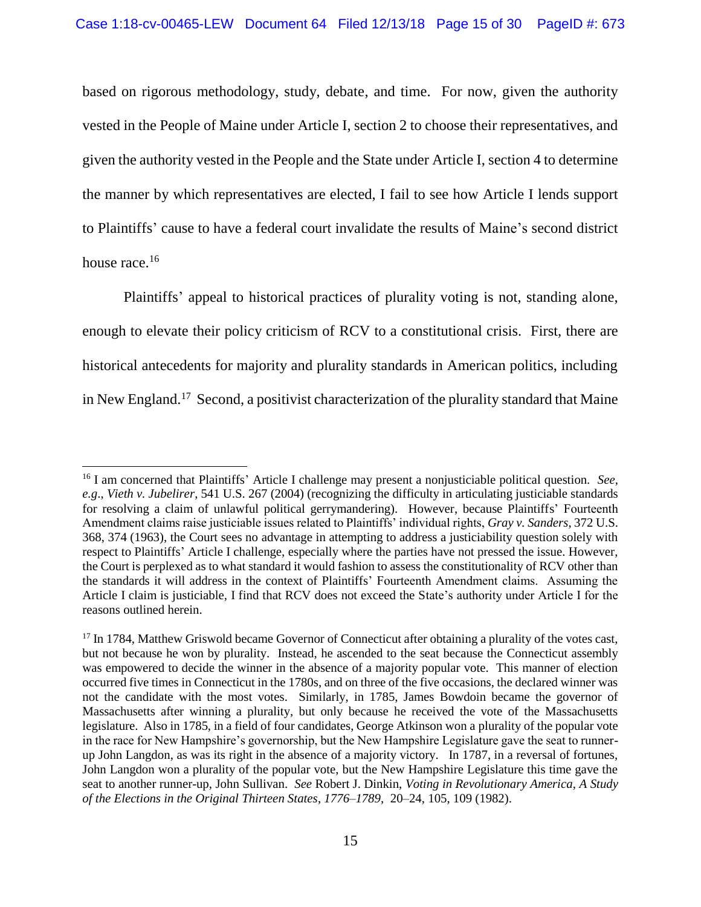based on rigorous methodology, study, debate, and time. For now, given the authority vested in the People of Maine under Article I, section 2 to choose their representatives, and given the authority vested in the People and the State under Article I, section 4 to determine the manner by which representatives are elected, I fail to see how Article I lends support to Plaintiffs' cause to have a federal court invalidate the results of Maine's second district house race.[16]

Plaintiffs' appeal to historical practices of plurality voting is not, standing alone, enough to elevate their policy criticism of RCV to a constitutional crisis. First, there are historical antecedents for majority and plurality standards in American politics, including in New England.[17] Second, a positivist characterization of the plurality standard that Maine

---

[16] I am concerned that Plaintiffs' Article I challenge may present a nonjusticiable political question. *See, e.g.*, *Vieth v. Jubelirer*, 541 U.S. 267 (2004) (recognizing the difficulty in articulating justiciable standards for resolving a claim of unlawful political gerrymandering). However, because Plaintiffs' Fourteenth Amendment claims raise justiciable issues related to Plaintiffs' individual rights, *Gray v. Sanders*, 372 U.S. 368, 374 (1963), the Court sees no advantage in attempting to address a justiciability question solely with respect to Plaintiffs' Article I challenge, especially where the parties have not pressed the issue. However, the Court is perplexed as to what standard it would fashion to assess the constitutionality of RCV other than the standards it will address in the context of Plaintiffs' Fourteenth Amendment claims. Assuming the Article I claim is justiciable, I find that RCV does not exceed the State's authority under Article I for the reasons outlined herein.

[17] In 1784, Matthew Griswold became Governor of Connecticut after obtaining a plurality of the votes cast, but not because he won by plurality. Instead, he ascended to the seat because the Connecticut assembly was empowered to decide the winner in the absence of a majority popular vote. This manner of election occurred five times in Connecticut in the 1780s, and on three of the five occasions, the declared winner was not the candidate with the most votes. Similarly, in 1785, James Bowdoin became the governor of Massachusetts after winning a plurality, but only because he received the vote of the Massachusetts legislature. Also in 1785, in a field of four candidates, George Atkinson won a plurality of the popular vote in the race for New Hampshire's governorship, but the New Hampshire Legislature gave the seat to runner-up John Langdon, as was its right in the absence of a majority victory. In 1787, in a reversal of fortunes, John Langdon won a plurality of the popular vote, but the New Hampshire Legislature this time gave the seat to another runner-up, John Sullivan. *See* Robert J. Dinkin, *Voting in Revolutionary America*, *A Study of the Elections in the Original Thirteen States*, *1776–1789*, 20–24, 105, 109 (1982).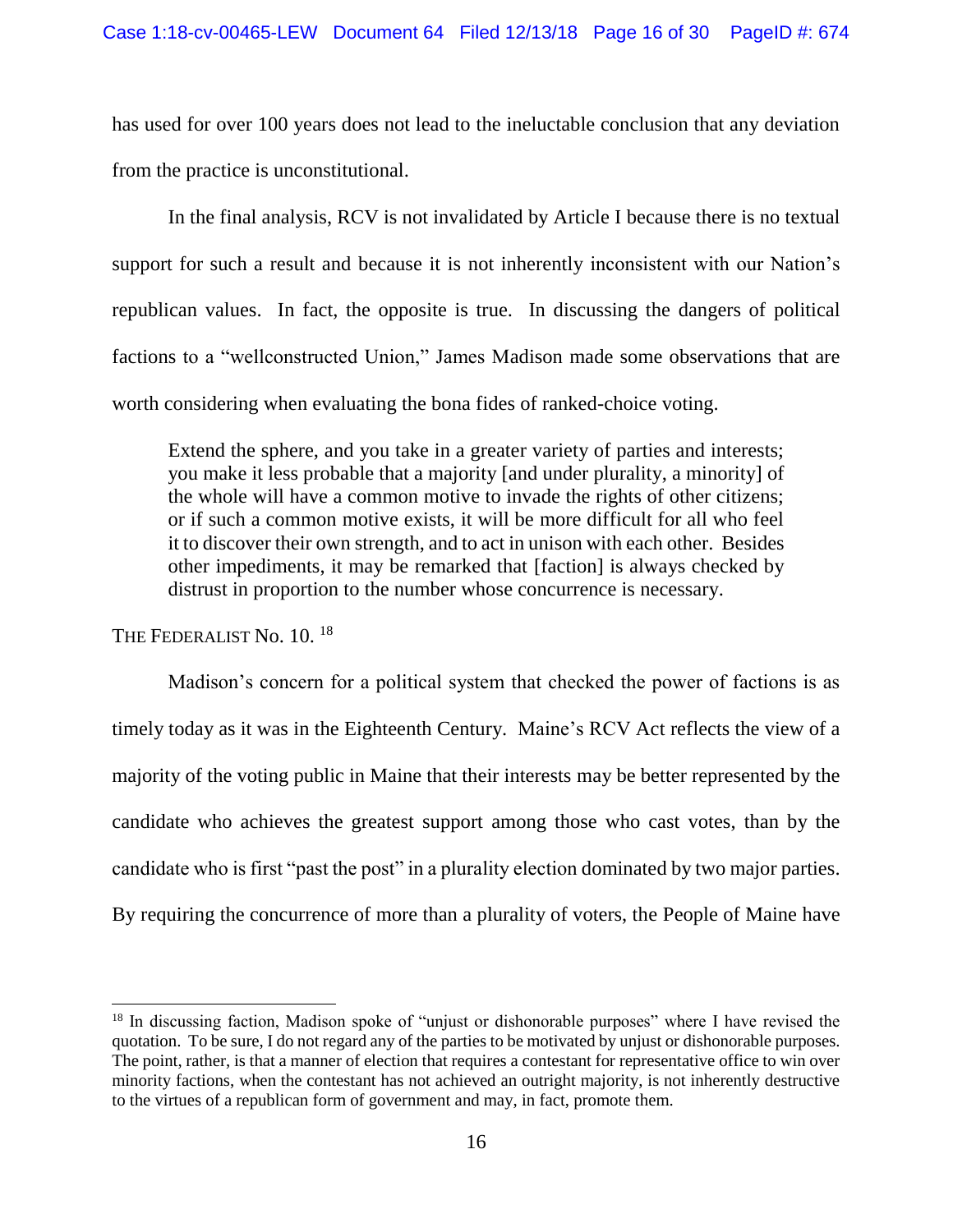has used for over 100 years does not lead to the ineluctable conclusion that any deviation from the practice is unconstitutional.

In the final analysis, RCV is not invalidated by Article I because there is no textual support for such a result and because it is not inherently inconsistent with our Nation's republican values. In fact, the opposite is true. In discussing the dangers of political factions to a "wellconstructed Union," James Madison made some observations that are worth considering when evaluating the bona fides of ranked-choice voting.

> Extend the sphere, and you take in a greater variety of parties and interests; you make it less probable that a majority [and under plurality, a minority] of the whole will have a common motive to invade the rights of other citizens; or if such a common motive exists, it will be more difficult for all who feel it to discover their own strength, and to act in unison with each other. Besides other impediments, it may be remarked that [faction] is always checked by distrust in proportion to the number whose concurrence is necessary.

THE FEDERALIST No. 10. [18]

Madison's concern for a political system that checked the power of factions is as timely today as it was in the Eighteenth Century. Maine's RCV Act reflects the view of a majority of the voting public in Maine that their interests may be better represented by the candidate who achieves the greatest support among those who cast votes, than by the candidate who is first "past the post" in a plurality election dominated by two major parties. By requiring the concurrence of more than a plurality of voters, the People of Maine have

---

[18] In discussing faction, Madison spoke of "unjust or dishonorable purposes" where I have revised the quotation. To be sure, I do not regard any of the parties to be motivated by unjust or dishonorable purposes. The point, rather, is that a manner of election that requires a contestant for representative office to win over minority factions, when the contestant has not achieved an outright majority, is not inherently destructive to the virtues of a republican form of government and may, in fact, promote them.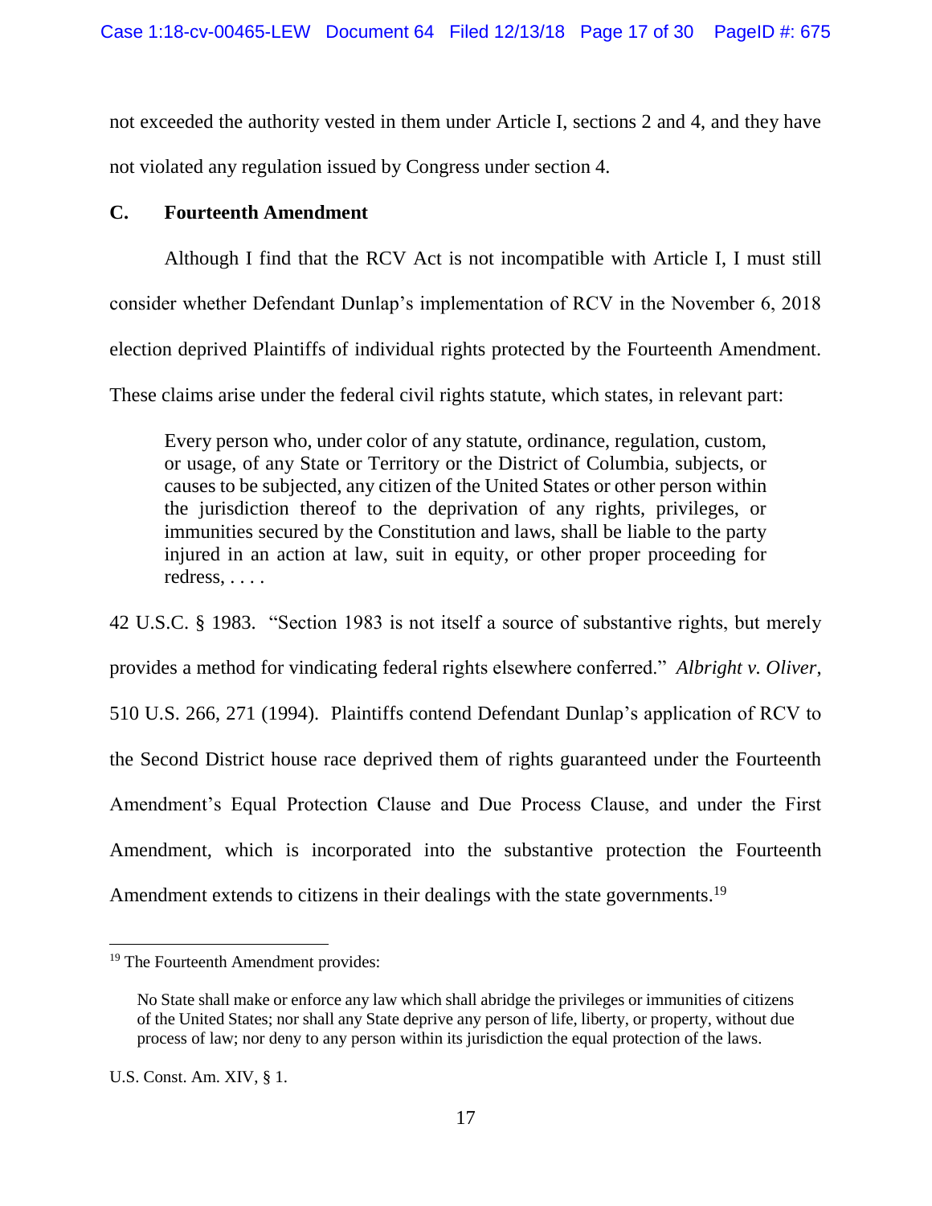not exceeded the authority vested in them under Article I, sections 2 and 4, and they have not violated any regulation issued by Congress under section 4.

### C. Fourteenth Amendment

Although I find that the RCV Act is not incompatible with Article I, I must still consider whether Defendant Dunlap's implementation of RCV in the November 6, 2018 election deprived Plaintiffs of individual rights protected by the Fourteenth Amendment. These claims arise under the federal civil rights statute, which states, in relevant part:

> Every person who, under color of any statute, ordinance, regulation, custom, or usage, of any State or Territory or the District of Columbia, subjects, or causes to be subjected, any citizen of the United States or other person within the jurisdiction thereof to the deprivation of any rights, privileges, or immunities secured by the Constitution and laws, shall be liable to the party injured in an action at law, suit in equity, or other proper proceeding for redress, . . . .

42 U.S.C. § 1983. "Section 1983 is not itself a source of substantive rights, but merely provides a method for vindicating federal rights elsewhere conferred." *Albright v. Oliver*, 510 U.S. 266, 271 (1994). Plaintiffs contend Defendant Dunlap's application of RCV to the Second District house race deprived them of rights guaranteed under the Fourteenth Amendment's Equal Protection Clause and Due Process Clause, and under the First Amendment, which is incorporated into the substantive protection the Fourteenth Amendment extends to citizens in their dealings with the state governments.[19]

---

[19] The Fourteenth Amendment provides:

> No State shall make or enforce any law which shall abridge the privileges or immunities of citizens of the United States; nor shall any State deprive any person of life, liberty, or property, without due process of law; nor deny to any person within its jurisdiction the equal protection of the laws.

U.S. Const. Am. XIV, § 1.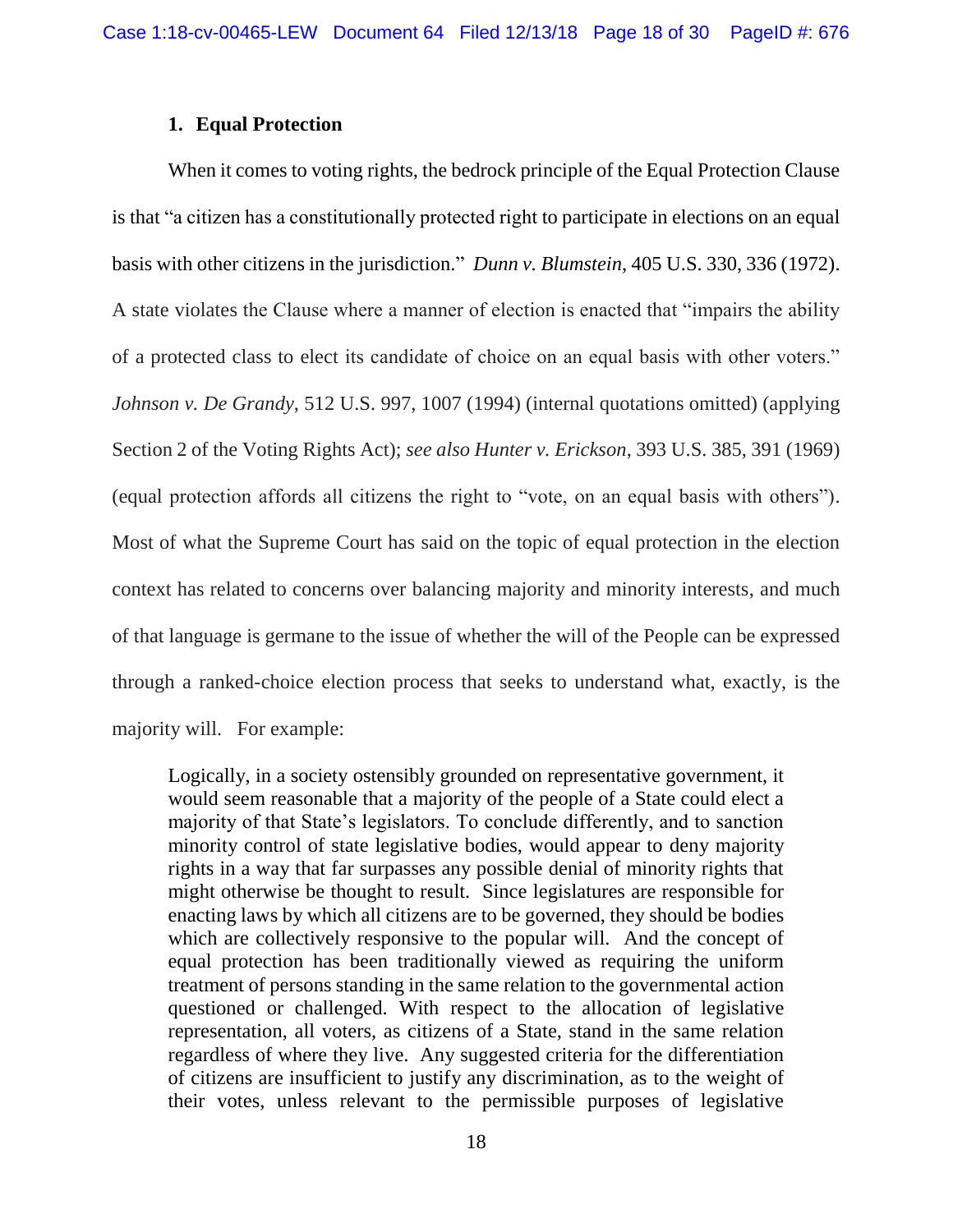### 1. Equal Protection

When it comes to voting rights, the bedrock principle of the Equal Protection Clause is that "a citizen has a constitutionally protected right to participate in elections on an equal basis with other citizens in the jurisdiction." *Dunn v. Blumstein*, 405 U.S. 330, 336 (1972). A state violates the Clause where a manner of election is enacted that "impairs the ability of a protected class to elect its candidate of choice on an equal basis with other voters." *Johnson v. De Grandy*, 512 U.S. 997, 1007 (1994) (internal quotations omitted) (applying Section 2 of the Voting Rights Act); *see also Hunter v. Erickson*, 393 U.S. 385, 391 (1969) (equal protection affords all citizens the right to "vote, on an equal basis with others"). Most of what the Supreme Court has said on the topic of equal protection in the election context has related to concerns over balancing majority and minority interests, and much of that language is germane to the issue of whether the will of the People can be expressed through a ranked-choice election process that seeks to understand what, exactly, is the majority will. For example:

> Logically, in a society ostensibly grounded on representative government, it would seem reasonable that a majority of the people of a State could elect a majority of that State's legislators. To conclude differently, and to sanction minority control of state legislative bodies, would appear to deny majority rights in a way that far surpasses any possible denial of minority rights that might otherwise be thought to result. Since legislatures are responsible for enacting laws by which all citizens are to be governed, they should be bodies which are collectively responsive to the popular will. And the concept of equal protection has been traditionally viewed as requiring the uniform treatment of persons standing in the same relation to the governmental action questioned or challenged. With respect to the allocation of legislative representation, all voters, as citizens of a State, stand in the same relation regardless of where they live. Any suggested criteria for the differentiation of citizens are insufficient to justify any discrimination, as to the weight of their votes, unless relevant to the permissible purposes of legislative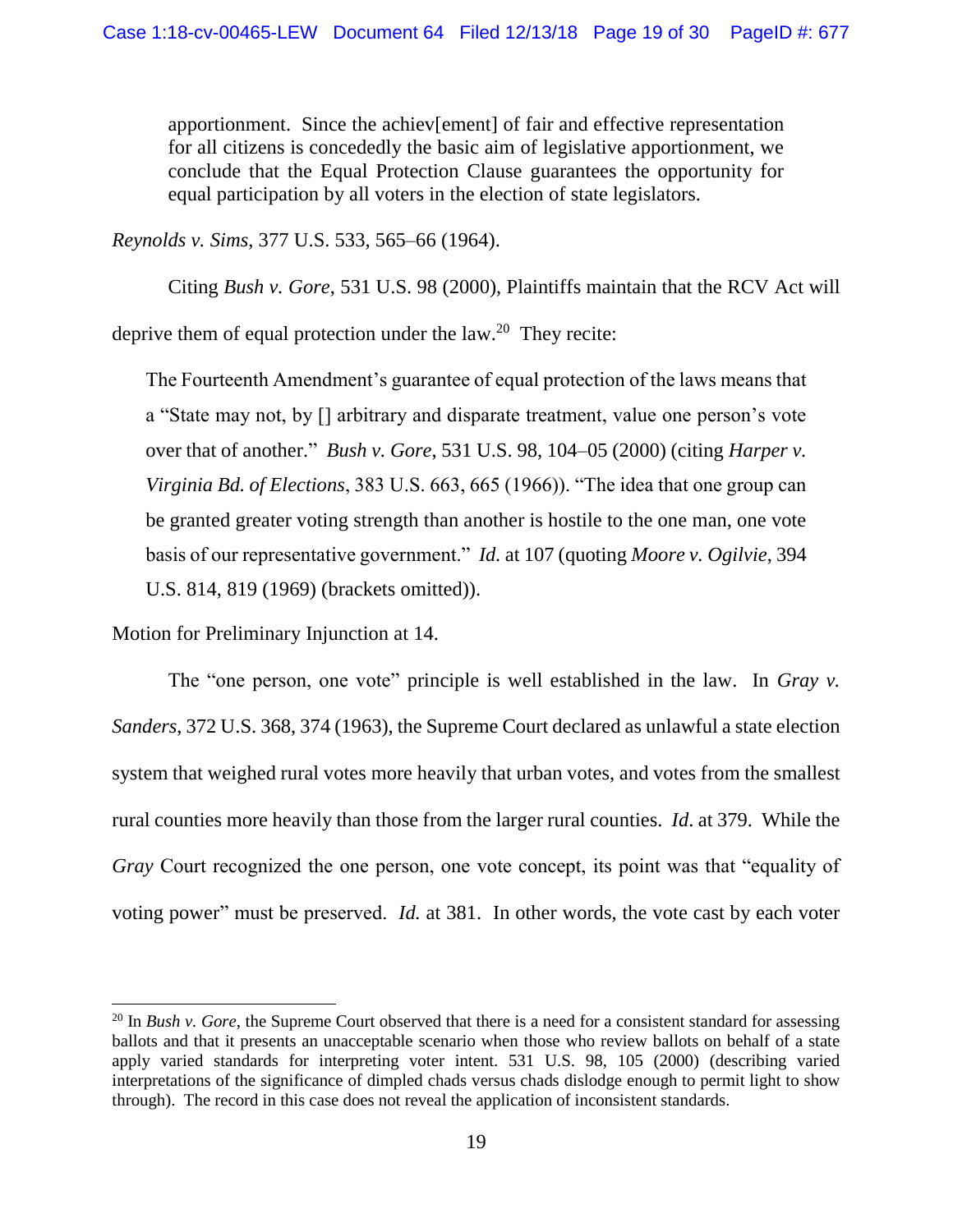> apportionment. Since the achiev[ement] of fair and effective representation for all citizens is concededly the basic aim of legislative apportionment, we conclude that the Equal Protection Clause guarantees the opportunity for equal participation by all voters in the election of state legislators.

*Reynolds v. Sims*, 377 U.S. 533, 565–66 (1964).

Citing *Bush v. Gore*, 531 U.S. 98 (2000), Plaintiffs maintain that the RCV Act will deprive them of equal protection under the law.[20] They recite:

> The Fourteenth Amendment's guarantee of equal protection of the laws means that a "State may not, by [] arbitrary and disparate treatment, value one person's vote over that of another." *Bush v. Gore*, 531 U.S. 98, 104–05 (2000) (citing *Harper v. Virginia Bd. of Elections*, 383 U.S. 663, 665 (1966)). "The idea that one group can be granted greater voting strength than another is hostile to the one man, one vote basis of our representative government." *Id.* at 107 (quoting *Moore v. Ogilvie*, 394 U.S. 814, 819 (1969) (brackets omitted)).

Motion for Preliminary Injunction at 14.

The "one person, one vote" principle is well established in the law. In *Gray v. Sanders*, 372 U.S. 368, 374 (1963), the Supreme Court declared as unlawful a state election system that weighed rural votes more heavily that urban votes, and votes from the smallest rural counties more heavily than those from the larger rural counties. *Id*. at 379. While the *Gray* Court recognized the one person, one vote concept, its point was that "equality of voting power" must be preserved. *Id.* at 381. In other words, the vote cast by each voter

---

[20] In *Bush v. Gore*, the Supreme Court observed that there is a need for a consistent standard for assessing ballots and that it presents an unacceptable scenario when those who review ballots on behalf of a state apply varied standards for interpreting voter intent. 531 U.S. 98, 105 (2000) (describing varied interpretations of the significance of dimpled chads versus chads dislodge enough to permit light to show through). The record in this case does not reveal the application of inconsistent standards.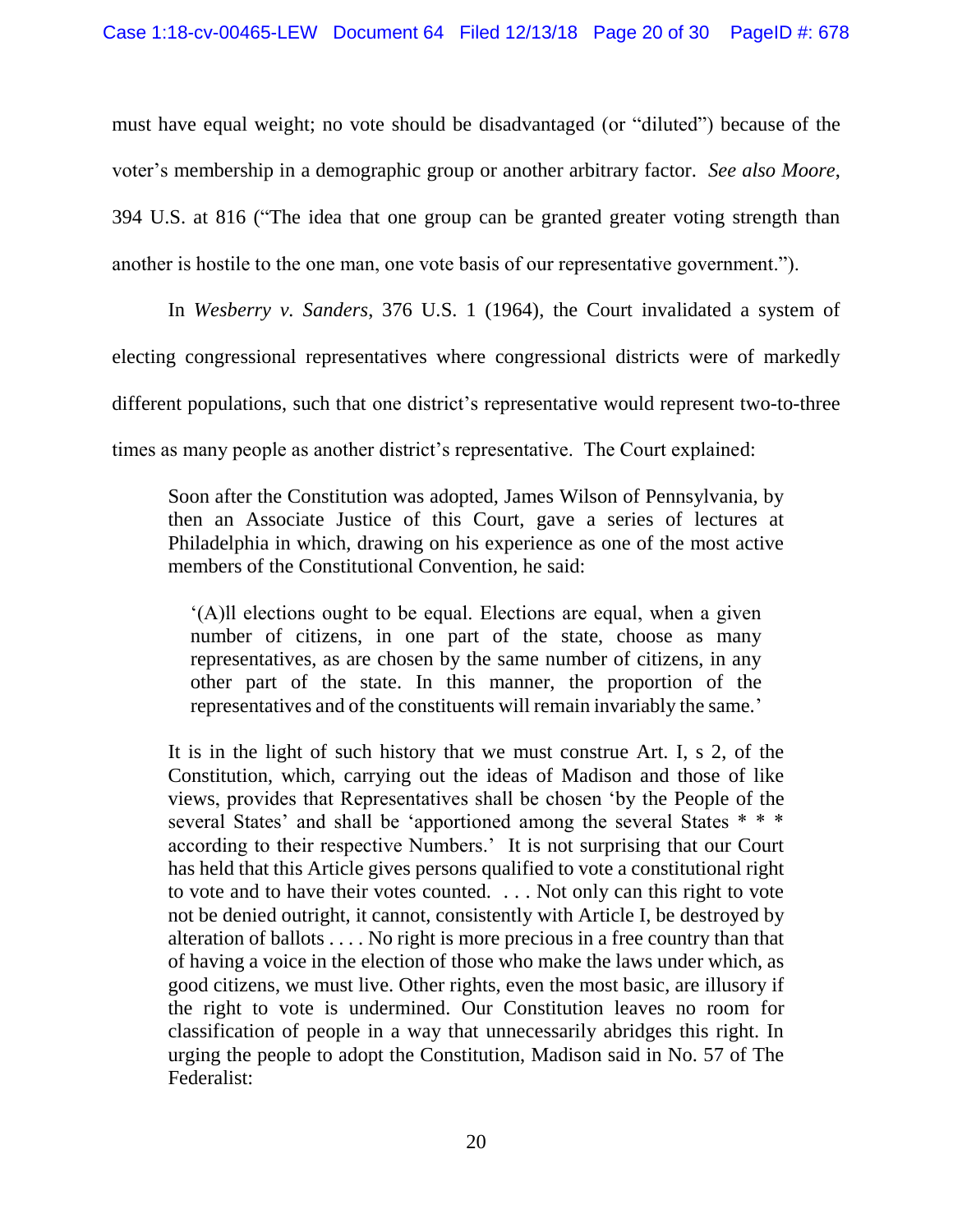must have equal weight; no vote should be disadvantaged (or "diluted") because of the voter's membership in a demographic group or another arbitrary factor. *See also Moore*, 394 U.S. at 816 ("The idea that one group can be granted greater voting strength than another is hostile to the one man, one vote basis of our representative government.").

In *Wesberry v. Sanders*, 376 U.S. 1 (1964), the Court invalidated a system of electing congressional representatives where congressional districts were of markedly different populations, such that one district's representative would represent two-to-three times as many people as another district's representative. The Court explained:

> Soon after the Constitution was adopted, James Wilson of Pennsylvania, by then an Associate Justice of this Court, gave a series of lectures at Philadelphia in which, drawing on his experience as one of the most active members of the Constitutional Convention, he said:
>
> > '(A)ll elections ought to be equal. Elections are equal, when a given number of citizens, in one part of the state, choose as many representatives, as are chosen by the same number of citizens, in any other part of the state. In this manner, the proportion of the representatives and of the constituents will remain invariably the same.'
>
> It is in the light of such history that we must construe Art. I, s 2, of the Constitution, which, carrying out the ideas of Madison and those of like views, provides that Representatives shall be chosen 'by the People of the several States' and shall be 'apportioned among the several States * * * according to their respective Numbers.' It is not surprising that our Court has held that this Article gives persons qualified to vote a constitutional right to vote and to have their votes counted. . . . Not only can this right to vote not be denied outright, it cannot, consistently with Article I, be destroyed by alteration of ballots . . . . No right is more precious in a free country than that of having a voice in the election of those who make the laws under which, as good citizens, we must live. Other rights, even the most basic, are illusory if the right to vote is undermined. Our Constitution leaves no room for classification of people in a way that unnecessarily abridges this right. In urging the people to adopt the Constitution, Madison said in No. 57 of The Federalist: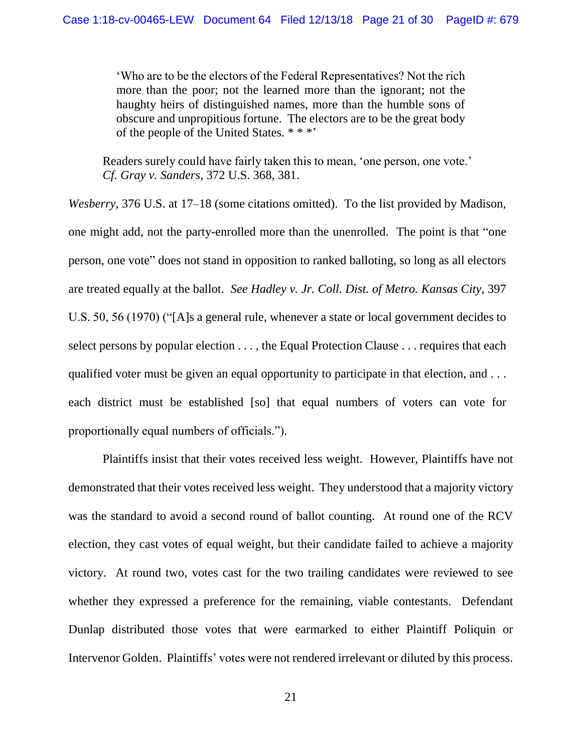> 'Who are to be the electors of the Federal Representatives? Not the rich more than the poor; not the learned more than the ignorant; not the haughty heirs of distinguished names, more than the humble sons of obscure and unpropitious fortune. The electors are to be the great body of the people of the United States. * * *'
>
> Readers surely could have fairly taken this to mean, 'one person, one vote.' *Cf. Gray v. Sanders*, 372 U.S. 368, 381.

*Wesberry*, 376 U.S. at 17–18 (some citations omitted). To the list provided by Madison, one might add, not the party-enrolled more than the unenrolled. The point is that "one person, one vote" does not stand in opposition to ranked balloting, so long as all electors are treated equally at the ballot. *See Hadley v. Jr. Coll. Dist. of Metro. Kansas City*, 397 U.S. 50, 56 (1970) ("[A]s a general rule, whenever a state or local government decides to select persons by popular election . . . , the Equal Protection Clause . . . requires that each qualified voter must be given an equal opportunity to participate in that election, and . . . each district must be established [so] that equal numbers of voters can vote for proportionally equal numbers of officials.").

Plaintiffs insist that their votes received less weight. However, Plaintiffs have not demonstrated that their votes received less weight. They understood that a majority victory was the standard to avoid a second round of ballot counting. At round one of the RCV election, they cast votes of equal weight, but their candidate failed to achieve a majority victory. At round two, votes cast for the two trailing candidates were reviewed to see whether they expressed a preference for the remaining, viable contestants. Defendant Dunlap distributed those votes that were earmarked to either Plaintiff Poliquin or Intervenor Golden. Plaintiffs' votes were not rendered irrelevant or diluted by this process.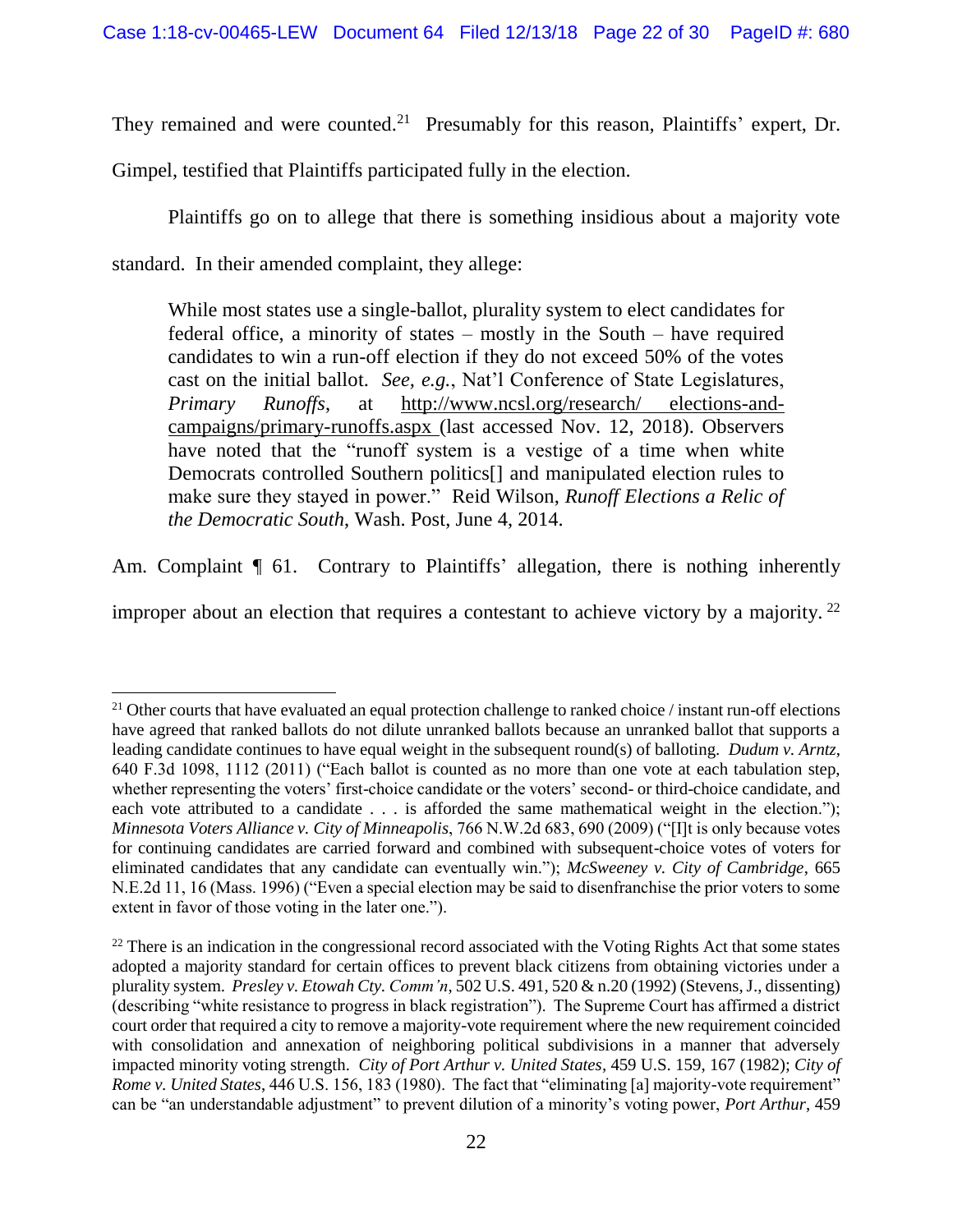They remained and were counted.[21] Presumably for this reason, Plaintiffs' expert, Dr. Gimpel, testified that Plaintiffs participated fully in the election.

Plaintiffs go on to allege that there is something insidious about a majority vote standard. In their amended complaint, they allege:

> While most states use a single-ballot, plurality system to elect candidates for federal office, a minority of states – mostly in the South – have required candidates to win a run-off election if they do not exceed 50% of the votes cast on the initial ballot. *See, e.g.*, Nat'l Conference of State Legislatures, *Primary Runoffs*, at http://www.ncsl.org/research/ elections-and-campaigns/primary-runoffs.aspx (last accessed Nov. 12, 2018). Observers have noted that the "runoff system is a vestige of a time when white Democrats controlled Southern politics[] and manipulated election rules to make sure they stayed in power." Reid Wilson, *Runoff Elections a Relic of the Democratic South*, Wash. Post, June 4, 2014.

Am. Complaint ¶ 61. Contrary to Plaintiffs' allegation, there is nothing inherently improper about an election that requires a contestant to achieve victory by a majority.[22]

---

[21] Other courts that have evaluated an equal protection challenge to ranked choice / instant run-off elections have agreed that ranked ballots do not dilute unranked ballots because an unranked ballot that supports a leading candidate continues to have equal weight in the subsequent round(s) of balloting. *Dudum v. Arntz*, 640 F.3d 1098, 1112 (2011) ("Each ballot is counted as no more than one vote at each tabulation step, whether representing the voters' first-choice candidate or the voters' second- or third-choice candidate, and each vote attributed to a candidate . . . is afforded the same mathematical weight in the election."); *Minnesota Voters Alliance v. City of Minneapolis*, 766 N.W.2d 683, 690 (2009) ("[I]t is only because votes for continuing candidates are carried forward and combined with subsequent-choice votes of voters for eliminated candidates that any candidate can eventually win."); *McSweeney v. City of Cambridge*, 665 N.E.2d 11, 16 (Mass. 1996) ("Even a special election may be said to disenfranchise the prior voters to some extent in favor of those voting in the later one.").

[22] There is an indication in the congressional record associated with the Voting Rights Act that some states adopted a majority standard for certain offices to prevent black citizens from obtaining victories under a plurality system. *Presley v. Etowah Cty. Comm'n*, 502 U.S. 491, 520 & n.20 (1992) (Stevens, J., dissenting) (describing "white resistance to progress in black registration"). The Supreme Court has affirmed a district court order that required a city to remove a majority-vote requirement where the new requirement coincided with consolidation and annexation of neighboring political subdivisions in a manner that adversely impacted minority voting strength. *City of Port Arthur v. United States*, 459 U.S. 159, 167 (1982); *City of Rome v. United States*, 446 U.S. 156, 183 (1980). The fact that "eliminating [a] majority-vote requirement" can be "an understandable adjustment" to prevent dilution of a minority's voting power, *Port Arthur*, 459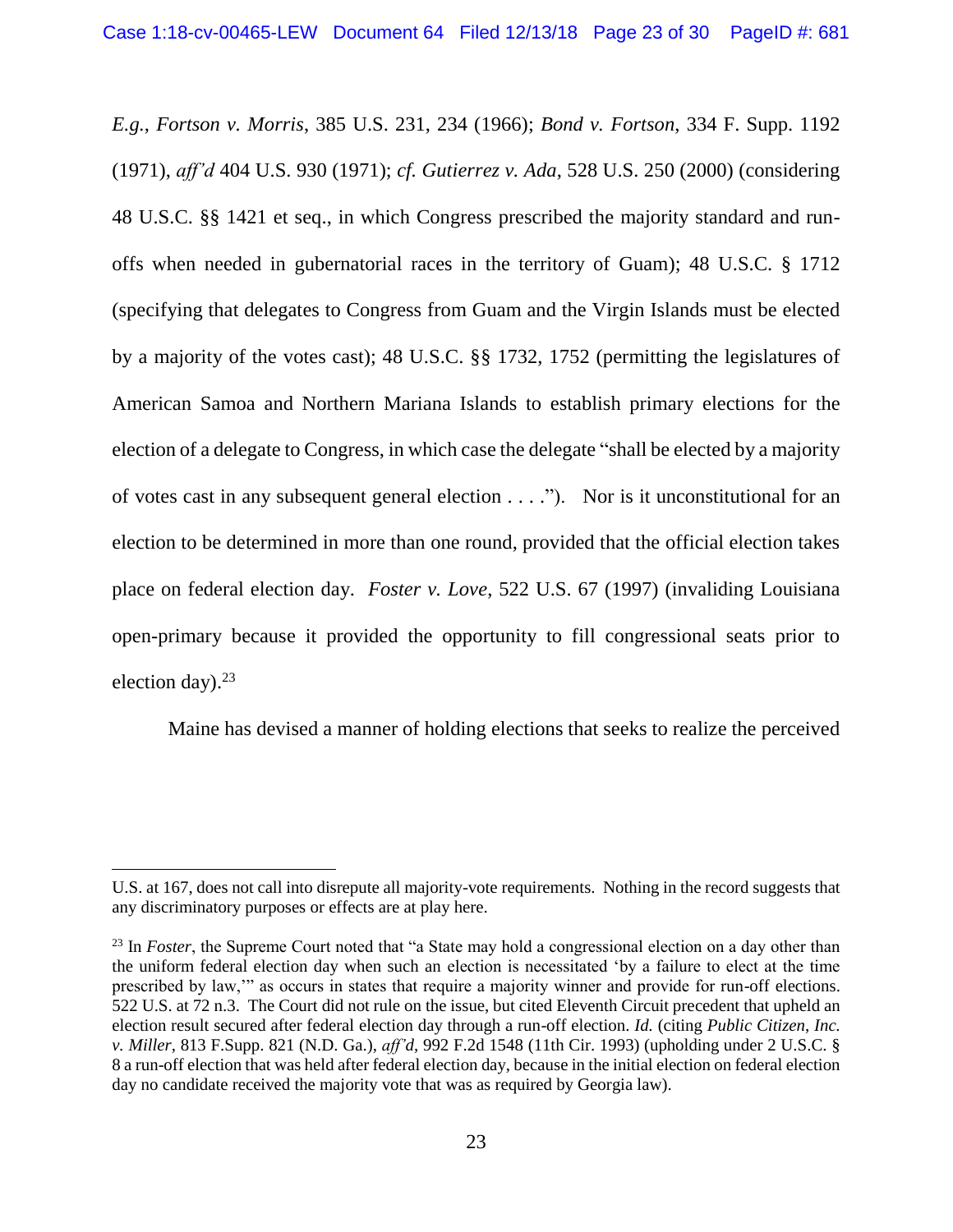*E.g.*, *Fortson v. Morris*, 385 U.S. 231, 234 (1966); *Bond v. Fortson*, 334 F. Supp. 1192 (1971), *aff'd* 404 U.S. 930 (1971); *cf. Gutierrez v. Ada*, 528 U.S. 250 (2000) (considering 48 U.S.C. §§ 1421 et seq., in which Congress prescribed the majority standard and run-offs when needed in gubernatorial races in the territory of Guam); 48 U.S.C. § 1712 (specifying that delegates to Congress from Guam and the Virgin Islands must be elected by a majority of the votes cast); 48 U.S.C. §§ 1732, 1752 (permitting the legislatures of American Samoa and Northern Mariana Islands to establish primary elections for the election of a delegate to Congress, in which case the delegate "shall be elected by a majority of votes cast in any subsequent general election . . . ."). Nor is it unconstitutional for an election to be determined in more than one round, provided that the official election takes place on federal election day. *Foster v. Love*, 522 U.S. 67 (1997) (invaliding Louisiana open-primary because it provided the opportunity to fill congressional seats prior to election day).[23]

Maine has devised a manner of holding elections that seeks to realize the perceived

---

U.S. at 167, does not call into disrepute all majority-vote requirements. Nothing in the record suggests that any discriminatory purposes or effects are at play here.

[23] In *Foster*, the Supreme Court noted that "a State may hold a congressional election on a day other than the uniform federal election day when such an election is necessitated 'by a failure to elect at the time prescribed by law,'" as occurs in states that require a majority winner and provide for run-off elections. 522 U.S. at 72 n.3. The Court did not rule on the issue, but cited Eleventh Circuit precedent that upheld an election result secured after federal election day through a run-off election. *Id.* (citing *Public Citizen, Inc. v. Miller*, 813 F.Supp. 821 (N.D. Ga.), *aff'd*, 992 F.2d 1548 (11th Cir. 1993) (upholding under 2 U.S.C. § 8 a run-off election that was held after federal election day, because in the initial election on federal election day no candidate received the majority vote that was as required by Georgia law).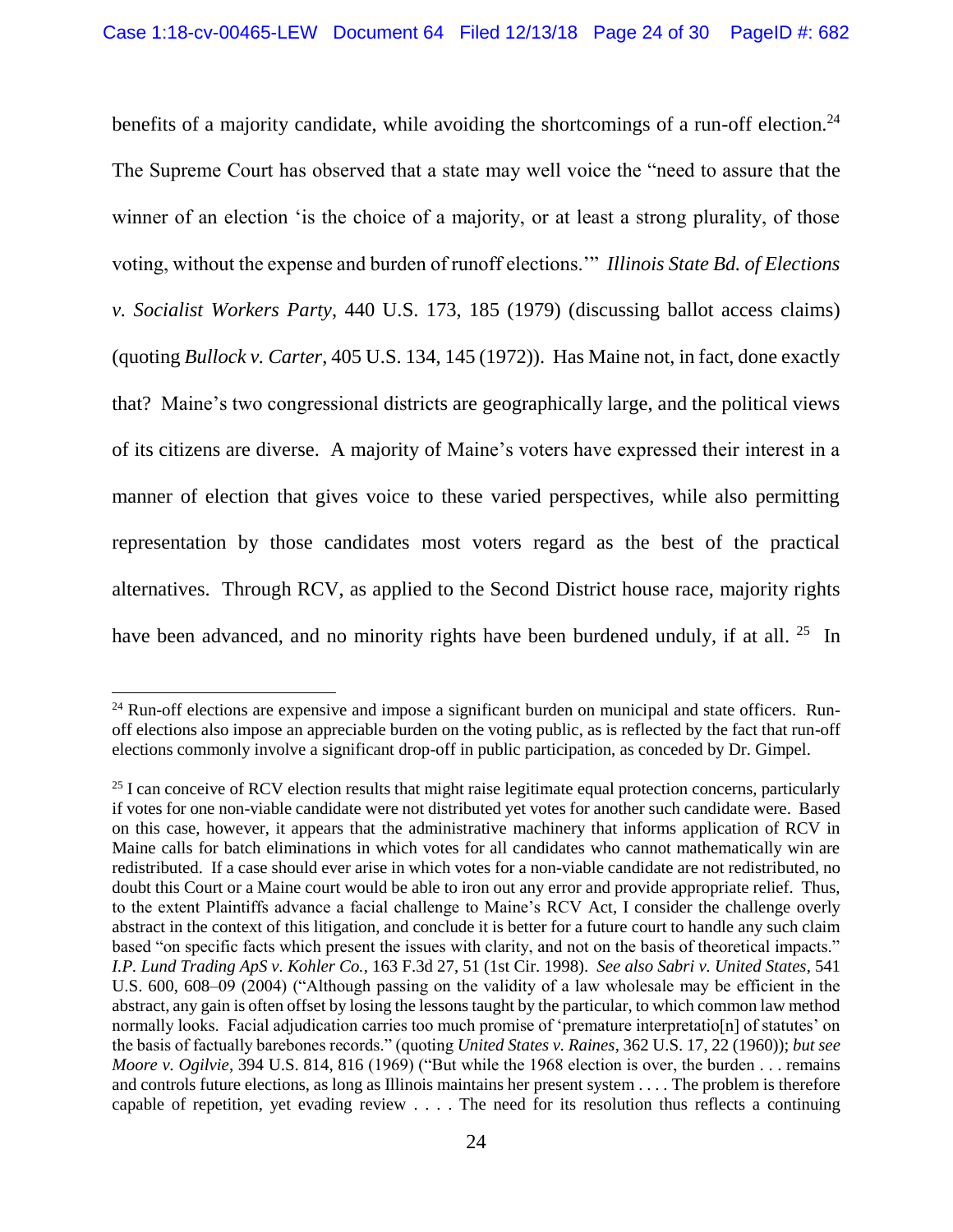benefits of a majority candidate, while avoiding the shortcomings of a run-off election.[24] The Supreme Court has observed that a state may well voice the "need to assure that the winner of an election 'is the choice of a majority, or at least a strong plurality, of those voting, without the expense and burden of runoff elections.'" *Illinois State Bd. of Elections v. Socialist Workers Party*, 440 U.S. 173, 185 (1979) (discussing ballot access claims) (quoting *Bullock v. Carter*, 405 U.S. 134, 145 (1972)). Has Maine not, in fact, done exactly that? Maine's two congressional districts are geographically large, and the political views of its citizens are diverse. A majority of Maine's voters have expressed their interest in a manner of election that gives voice to these varied perspectives, while also permitting representation by those candidates most voters regard as the best of the practical alternatives. Through RCV, as applied to the Second District house race, majority rights have been advanced, and no minority rights have been burdened unduly, if at all. [25] In

---

[24] Run-off elections are expensive and impose a significant burden on municipal and state officers. Run-off elections also impose an appreciable burden on the voting public, as is reflected by the fact that run-off elections commonly involve a significant drop-off in public participation, as conceded by Dr. Gimpel.

[25] I can conceive of RCV election results that might raise legitimate equal protection concerns, particularly if votes for one non-viable candidate were not distributed yet votes for another such candidate were. Based on this case, however, it appears that the administrative machinery that informs application of RCV in Maine calls for batch eliminations in which votes for all candidates who cannot mathematically win are redistributed. If a case should ever arise in which votes for a non-viable candidate are not redistributed, no doubt this Court or a Maine court would be able to iron out any error and provide appropriate relief. Thus, to the extent Plaintiffs advance a facial challenge to Maine's RCV Act, I consider the challenge overly abstract in the context of this litigation, and conclude it is better for a future court to handle any such claim based "on specific facts which present the issues with clarity, and not on the basis of theoretical impacts." *I.P. Lund Trading ApS v. Kohler Co.*, 163 F.3d 27, 51 (1st Cir. 1998). *See also Sabri v. United States*, 541 U.S. 600, 608–09 (2004) ("Although passing on the validity of a law wholesale may be efficient in the abstract, any gain is often offset by losing the lessons taught by the particular, to which common law method normally looks. Facial adjudication carries too much promise of 'premature interpretatio[n] of statutes' on the basis of factually barebones records." (quoting *United States v. Raines*, 362 U.S. 17, 22 (1960)); *but see Moore v. Ogilvie*, 394 U.S. 814, 816 (1969) ("But while the 1968 election is over, the burden . . . remains and controls future elections, as long as Illinois maintains her present system . . . . The problem is therefore capable of repetition, yet evading review . . . . The need for its resolution thus reflects a continuing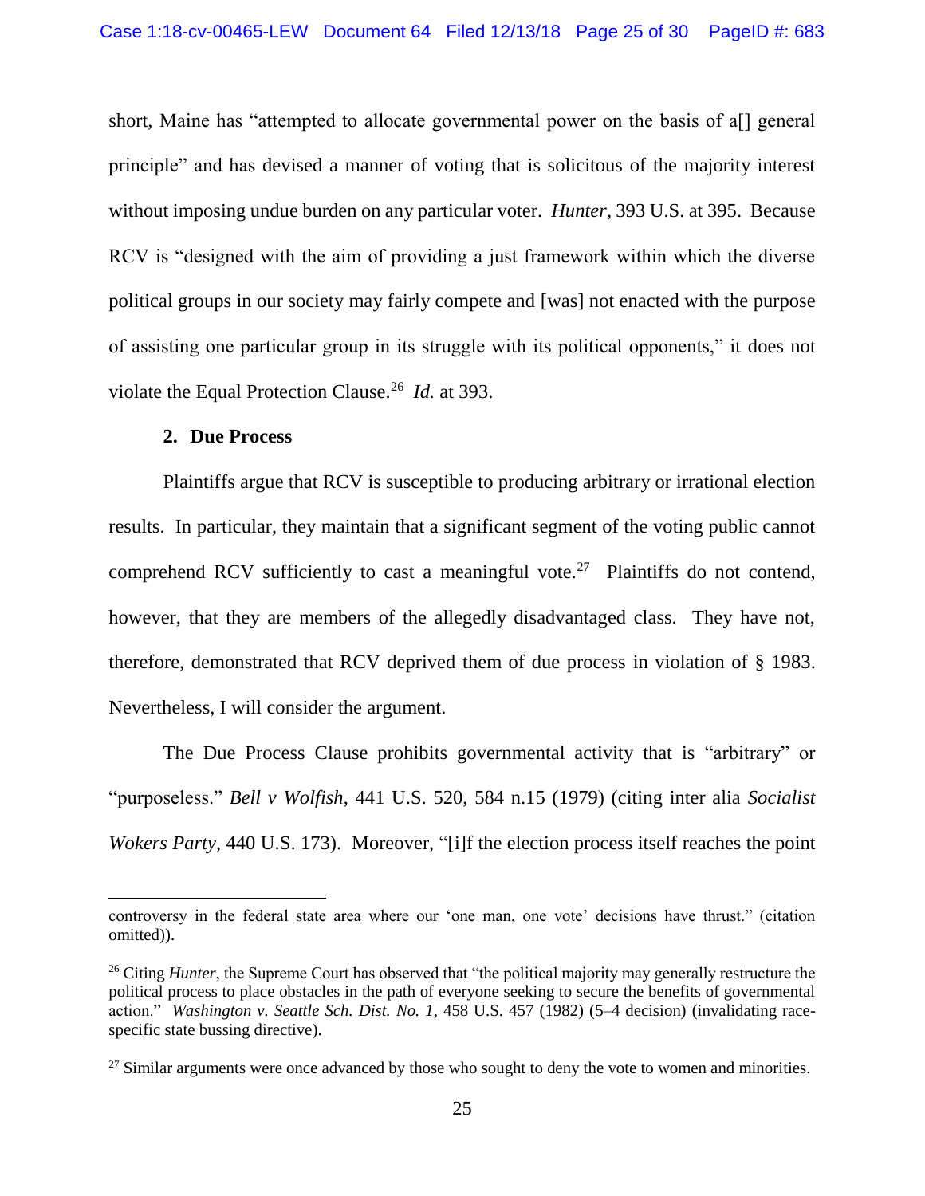short, Maine has "attempted to allocate governmental power on the basis of a[] general principle" and has devised a manner of voting that is solicitous of the majority interest without imposing undue burden on any particular voter. *Hunter*, 393 U.S. at 395. Because RCV is "designed with the aim of providing a just framework within which the diverse political groups in our society may fairly compete and [was] not enacted with the purpose of assisting one particular group in its struggle with its political opponents," it does not violate the Equal Protection Clause.[26] *Id.* at 393.

### 2. Due Process

Plaintiffs argue that RCV is susceptible to producing arbitrary or irrational election results. In particular, they maintain that a significant segment of the voting public cannot comprehend RCV sufficiently to cast a meaningful vote.[27] Plaintiffs do not contend, however, that they are members of the allegedly disadvantaged class. They have not, therefore, demonstrated that RCV deprived them of due process in violation of § 1983. Nevertheless, I will consider the argument.

The Due Process Clause prohibits governmental activity that is "arbitrary" or "purposeless." *Bell v Wolfish*, 441 U.S. 520, 584 n.15 (1979) (citing inter alia *Socialist Wokers Party*, 440 U.S. 173). Moreover, "[i]f the election process itself reaches the point

---

controversy in the federal state area where our 'one man, one vote' decisions have thrust." (citation omitted)).

[26] Citing *Hunter*, the Supreme Court has observed that "the political majority may generally restructure the political process to place obstacles in the path of everyone seeking to secure the benefits of governmental action." *Washington v. Seattle Sch. Dist. No. 1*, 458 U.S. 457 (1982) (5–4 decision) (invalidating race-specific state bussing directive).

[27] Similar arguments were once advanced by those who sought to deny the vote to women and minorities.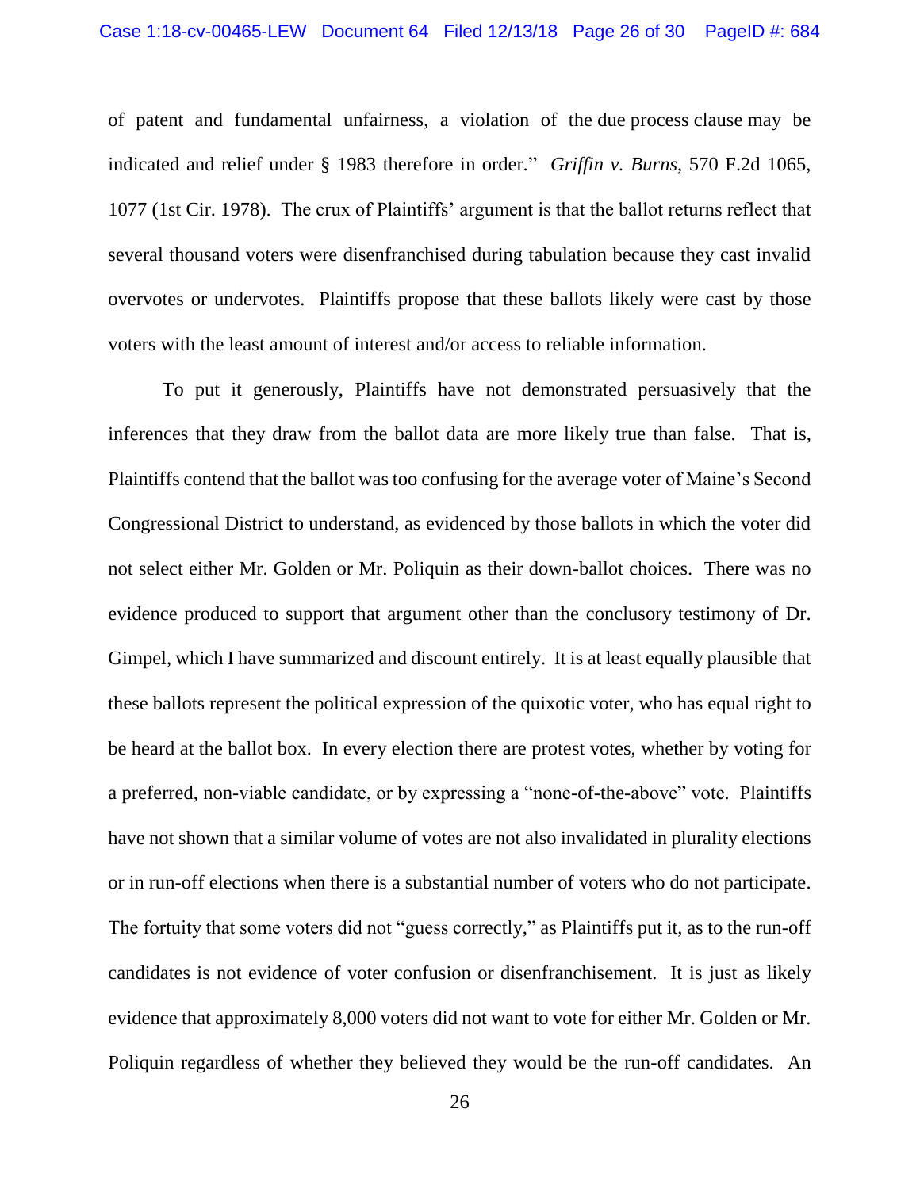of patent and fundamental unfairness, a violation of the due process clause may be indicated and relief under § 1983 therefore in order." *Griffin v. Burns*, 570 F.2d 1065, 1077 (1st Cir. 1978). The crux of Plaintiffs' argument is that the ballot returns reflect that several thousand voters were disenfranchised during tabulation because they cast invalid overvotes or undervotes. Plaintiffs propose that these ballots likely were cast by those voters with the least amount of interest and/or access to reliable information.

To put it generously, Plaintiffs have not demonstrated persuasively that the inferences that they draw from the ballot data are more likely true than false. That is, Plaintiffs contend that the ballot was too confusing for the average voter of Maine's Second Congressional District to understand, as evidenced by those ballots in which the voter did not select either Mr. Golden or Mr. Poliquin as their down-ballot choices. There was no evidence produced to support that argument other than the conclusory testimony of Dr. Gimpel, which I have summarized and discount entirely. It is at least equally plausible that these ballots represent the political expression of the quixotic voter, who has equal right to be heard at the ballot box. In every election there are protest votes, whether by voting for a preferred, non-viable candidate, or by expressing a "none-of-the-above" vote. Plaintiffs have not shown that a similar volume of votes are not also invalidated in plurality elections or in run-off elections when there is a substantial number of voters who do not participate. The fortuity that some voters did not "guess correctly," as Plaintiffs put it, as to the run-off candidates is not evidence of voter confusion or disenfranchisement. It is just as likely evidence that approximately 8,000 voters did not want to vote for either Mr. Golden or Mr. Poliquin regardless of whether they believed they would be the run-off candidates. An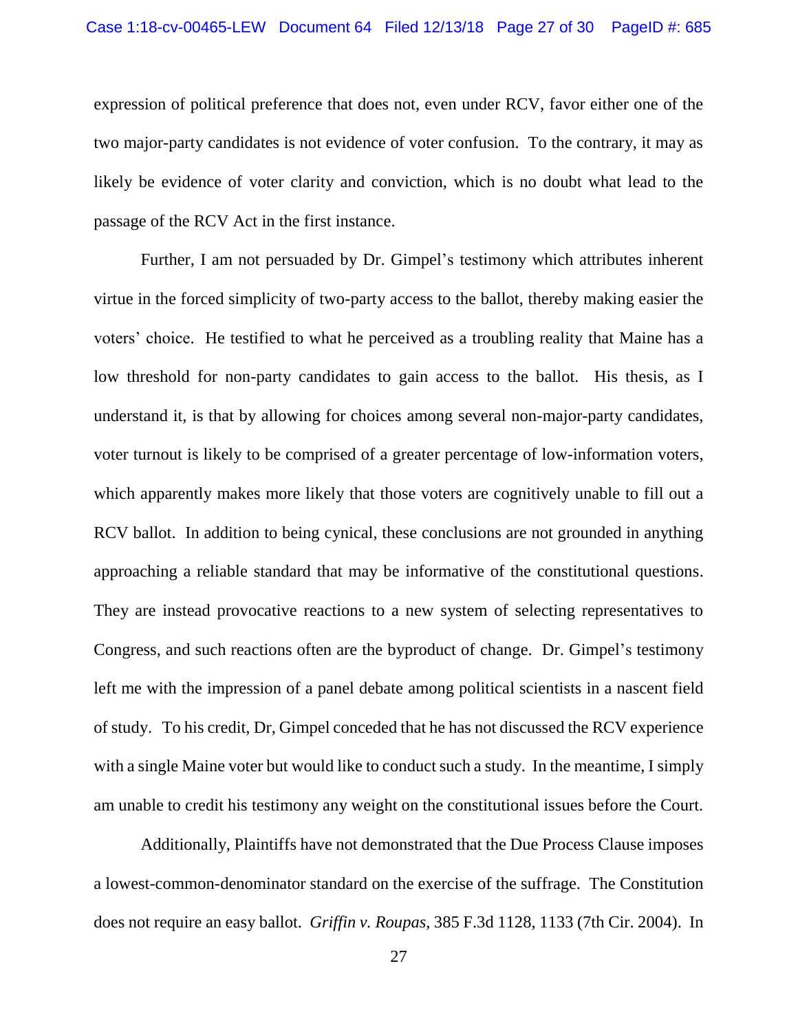expression of political preference that does not, even under RCV, favor either one of the two major-party candidates is not evidence of voter confusion. To the contrary, it may as likely be evidence of voter clarity and conviction, which is no doubt what lead to the passage of the RCV Act in the first instance.

Further, I am not persuaded by Dr. Gimpel's testimony which attributes inherent virtue in the forced simplicity of two-party access to the ballot, thereby making easier the voters' choice. He testified to what he perceived as a troubling reality that Maine has a low threshold for non-party candidates to gain access to the ballot. His thesis, as I understand it, is that by allowing for choices among several non-major-party candidates, voter turnout is likely to be comprised of a greater percentage of low-information voters, which apparently makes more likely that those voters are cognitively unable to fill out a RCV ballot. In addition to being cynical, these conclusions are not grounded in anything approaching a reliable standard that may be informative of the constitutional questions. They are instead provocative reactions to a new system of selecting representatives to Congress, and such reactions often are the byproduct of change. Dr. Gimpel's testimony left me with the impression of a panel debate among political scientists in a nascent field of study. To his credit, Dr, Gimpel conceded that he has not discussed the RCV experience with a single Maine voter but would like to conduct such a study. In the meantime, I simply am unable to credit his testimony any weight on the constitutional issues before the Court.

Additionally, Plaintiffs have not demonstrated that the Due Process Clause imposes a lowest-common-denominator standard on the exercise of the suffrage. The Constitution does not require an easy ballot. *Griffin v. Roupas*, 385 F.3d 1128, 1133 (7th Cir. 2004). In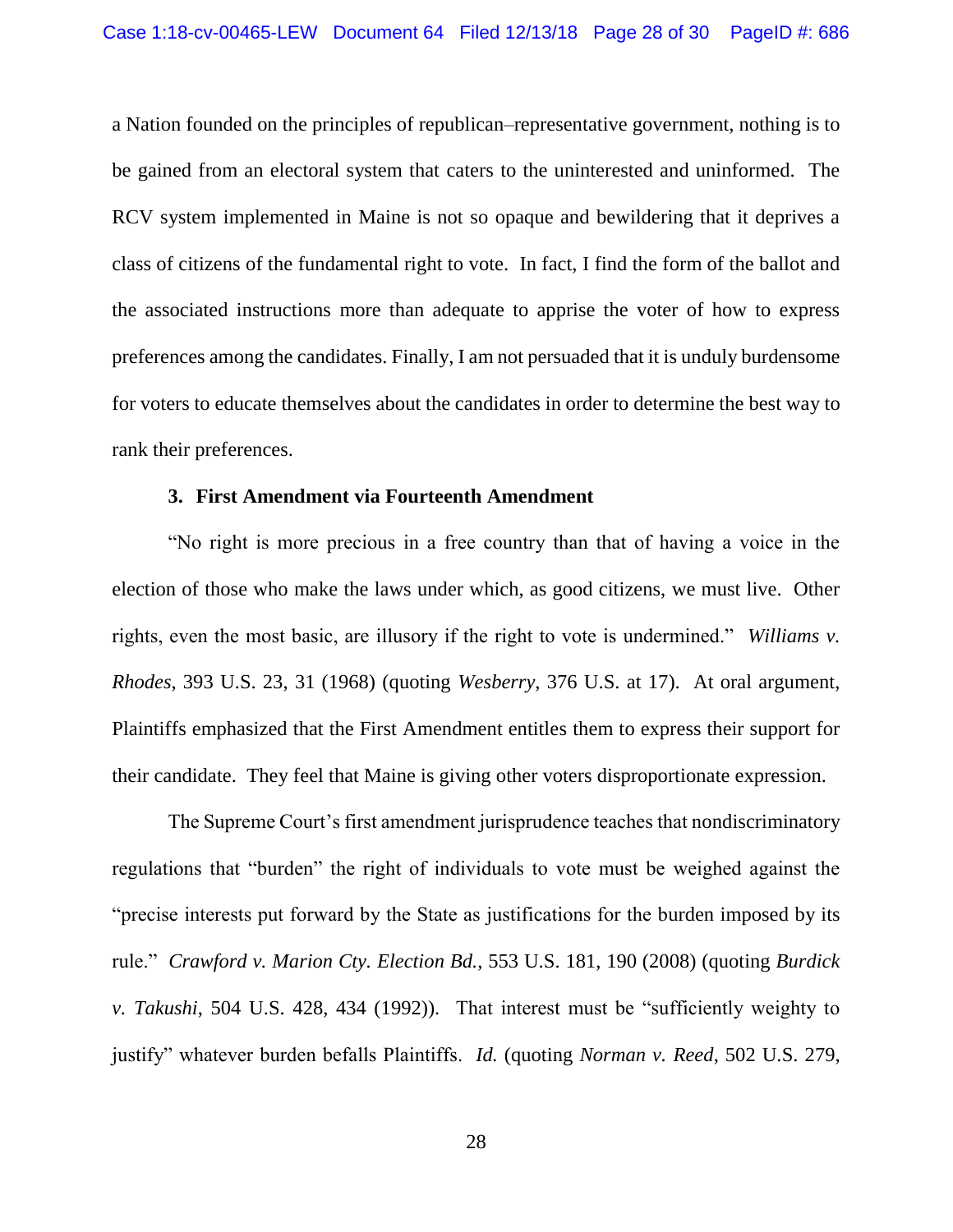a Nation founded on the principles of republican–representative government, nothing is to be gained from an electoral system that caters to the uninterested and uninformed. The RCV system implemented in Maine is not so opaque and bewildering that it deprives a class of citizens of the fundamental right to vote. In fact, I find the form of the ballot and the associated instructions more than adequate to apprise the voter of how to express preferences among the candidates. Finally, I am not persuaded that it is unduly burdensome for voters to educate themselves about the candidates in order to determine the best way to rank their preferences.

### 3. First Amendment via Fourteenth Amendment

"No right is more precious in a free country than that of having a voice in the election of those who make the laws under which, as good citizens, we must live. Other rights, even the most basic, are illusory if the right to vote is undermined." *Williams v. Rhodes*, 393 U.S. 23, 31 (1968) (quoting *Wesberry*, 376 U.S. at 17). At oral argument, Plaintiffs emphasized that the First Amendment entitles them to express their support for their candidate. They feel that Maine is giving other voters disproportionate expression.

The Supreme Court's first amendment jurisprudence teaches that nondiscriminatory regulations that "burden" the right of individuals to vote must be weighed against the "precise interests put forward by the State as justifications for the burden imposed by its rule." *Crawford v. Marion Cty. Election Bd.*, 553 U.S. 181, 190 (2008) (quoting *Burdick v. Takushi*, 504 U.S. 428, 434 (1992)). That interest must be "sufficiently weighty to justify" whatever burden befalls Plaintiffs. *Id.* (quoting *Norman v. Reed*, 502 U.S. 279,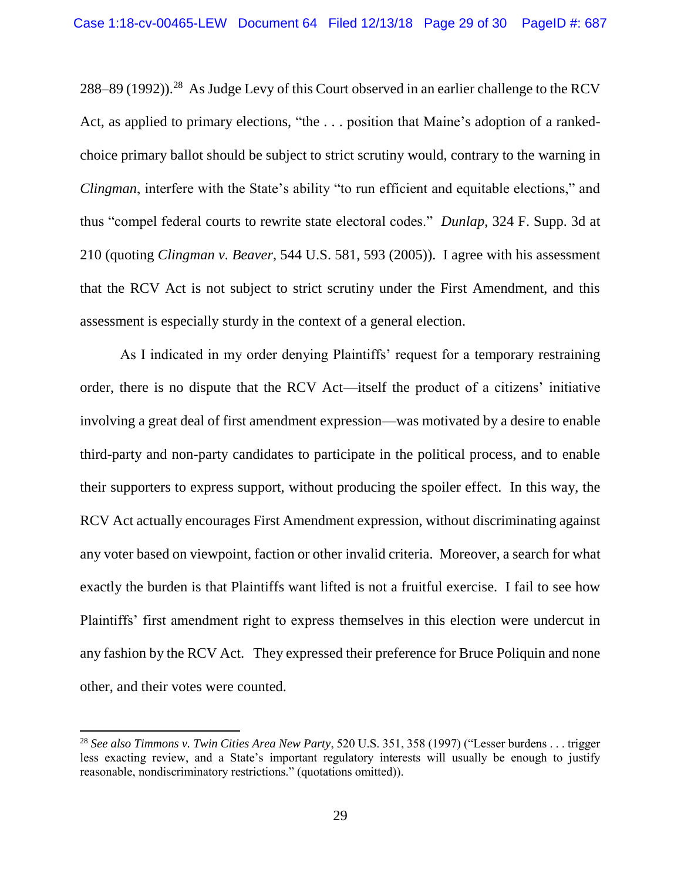288–89 (1992)).[28] As Judge Levy of this Court observed in an earlier challenge to the RCV Act, as applied to primary elections, "the . . . position that Maine's adoption of a ranked-choice primary ballot should be subject to strict scrutiny would, contrary to the warning in *Clingman*, interfere with the State's ability "to run efficient and equitable elections," and thus "compel federal courts to rewrite state electoral codes." *Dunlap*, 324 F. Supp. 3d at 210 (quoting *Clingman v. Beaver*, 544 U.S. 581, 593 (2005)). I agree with his assessment that the RCV Act is not subject to strict scrutiny under the First Amendment, and this assessment is especially sturdy in the context of a general election.

As I indicated in my order denying Plaintiffs' request for a temporary restraining order, there is no dispute that the RCV Act—itself the product of a citizens' initiative involving a great deal of first amendment expression—was motivated by a desire to enable third-party and non-party candidates to participate in the political process, and to enable their supporters to express support, without producing the spoiler effect. In this way, the RCV Act actually encourages First Amendment expression, without discriminating against any voter based on viewpoint, faction or other invalid criteria. Moreover, a search for what exactly the burden is that Plaintiffs want lifted is not a fruitful exercise. I fail to see how Plaintiffs' first amendment right to express themselves in this election were undercut in any fashion by the RCV Act. They expressed their preference for Bruce Poliquin and none other, and their votes were counted.

---

[28] *See also Timmons v. Twin Cities Area New Party*, 520 U.S. 351, 358 (1997) ("Lesser burdens . . . trigger less exacting review, and a State's important regulatory interests will usually be enough to justify reasonable, nondiscriminatory restrictions." (quotations omitted)).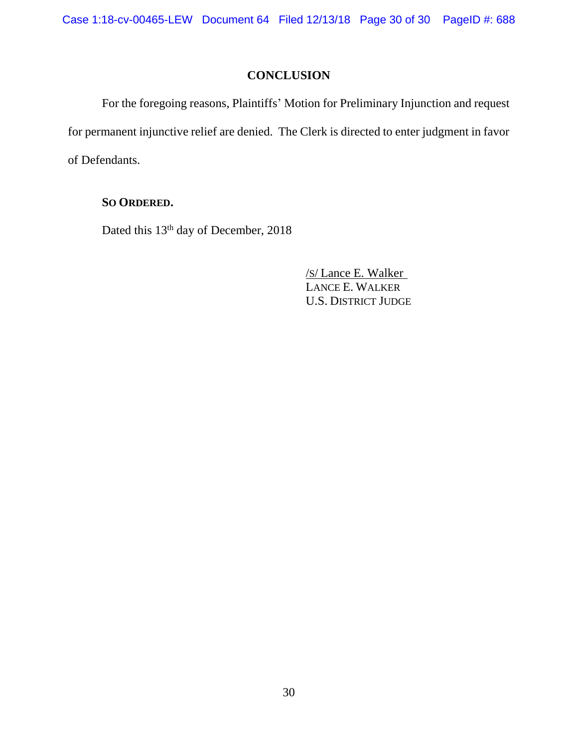## CONCLUSION

For the foregoing reasons, Plaintiffs' Motion for Preliminary Injunction and request for permanent injunctive relief are denied. The Clerk is directed to enter judgment in favor of Defendants.

**SO ORDERED.**

Dated this 13th day of December, 2018

/S/ Lance E. Walker
LANCE E. WALKER
U.S. DISTRICT JUDGE